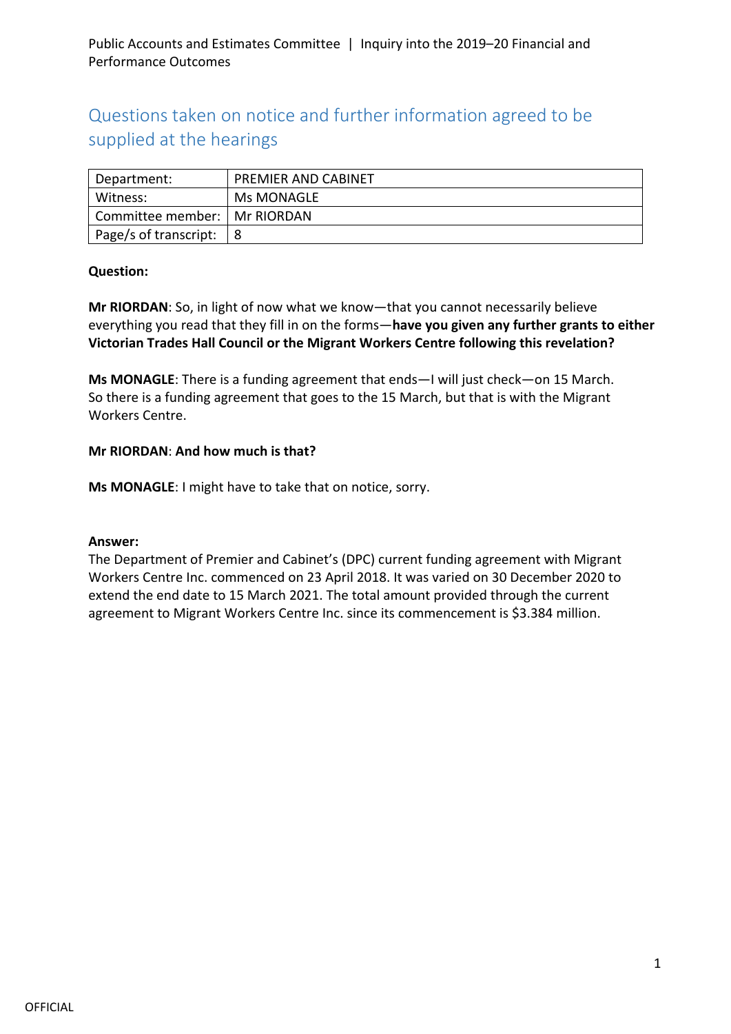Public Accounts and Estimates Committee | Inquiry into the 2019–20 Financial and Performance Outcomes

## Questions taken on notice and further information agreed to be supplied at the hearings

| Department: | PREMIER AND CABINET |
| --- | --- |
| Witness: | Ms MONAGLE |
| Committee member: | Mr RIORDAN |
| Page/s of transcript: | 8 |

**Question:**

**Mr RIORDAN**: So, in light of now what we know—that you cannot necessarily believe everything you read that they fill in on the forms—**have you given any further grants to either Victorian Trades Hall Council or the Migrant Workers Centre following this revelation?**

**Ms MONAGLE**: There is a funding agreement that ends—I will just check—on 15 March. So there is a funding agreement that goes to the 15 March, but that is with the Migrant Workers Centre.

**Mr RIORDAN**: **And how much is that?**

**Ms MONAGLE**: I might have to take that on notice, sorry.

**Answer:**
The Department of Premier and Cabinet's (DPC) current funding agreement with Migrant Workers Centre Inc. commenced on 23 April 2018. It was varied on 30 December 2020 to extend the end date to 15 March 2021. The total amount provided through the current agreement to Migrant Workers Centre Inc. since its commencement is $3.384 million.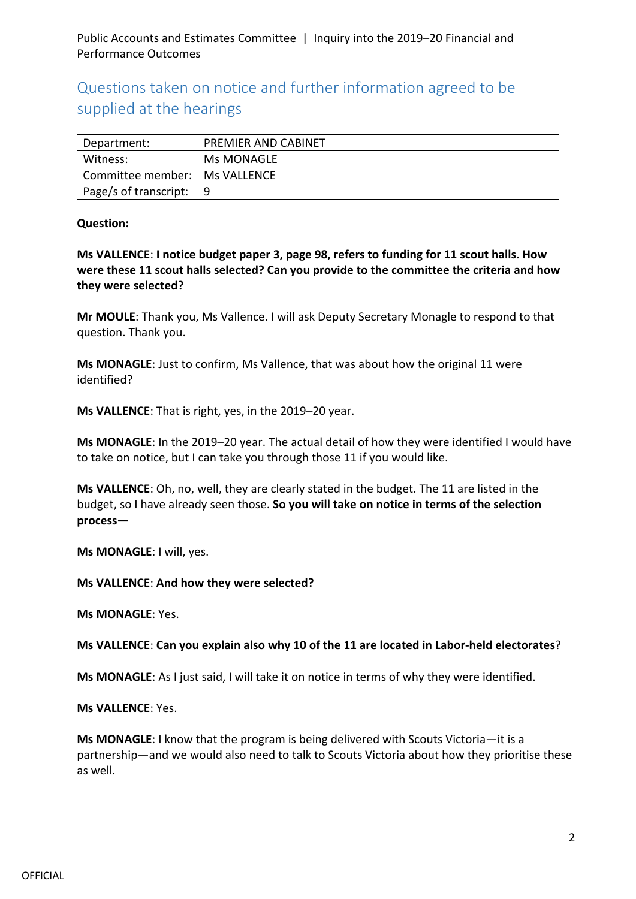## Questions taken on notice and further information agreed to be supplied at the hearings

| Department: | PREMIER AND CABINET |
|---|---|
| Witness: | Ms MONAGLE |
| Committee member: | Ms VALLENCE |
| Page/s of transcript: | 9 |

**Question:**

**Ms VALLENCE**: **I notice budget paper 3, page 98, refers to funding for 11 scout halls. How were these 11 scout halls selected? Can you provide to the committee the criteria and how they were selected?**

**Mr MOULE**: Thank you, Ms Vallence. I will ask Deputy Secretary Monagle to respond to that question. Thank you.

**Ms MONAGLE**: Just to confirm, Ms Vallence, that was about how the original 11 were identified?

**Ms VALLENCE**: That is right, yes, in the 2019–20 year.

**Ms MONAGLE**: In the 2019–20 year. The actual detail of how they were identified I would have to take on notice, but I can take you through those 11 if you would like.

**Ms VALLENCE**: Oh, no, well, they are clearly stated in the budget. The 11 are listed in the budget, so I have already seen those. **So you will take on notice in terms of the selection process—**

**Ms MONAGLE**: I will, yes.

**Ms VALLENCE**: **And how they were selected?**

**Ms MONAGLE**: Yes.

**Ms VALLENCE**: **Can you explain also why 10 of the 11 are located in Labor-held electorates**?

**Ms MONAGLE**: As I just said, I will take it on notice in terms of why they were identified.

**Ms VALLENCE**: Yes.

**Ms MONAGLE**: I know that the program is being delivered with Scouts Victoria—it is a partnership—and we would also need to talk to Scouts Victoria about how they prioritise these as well.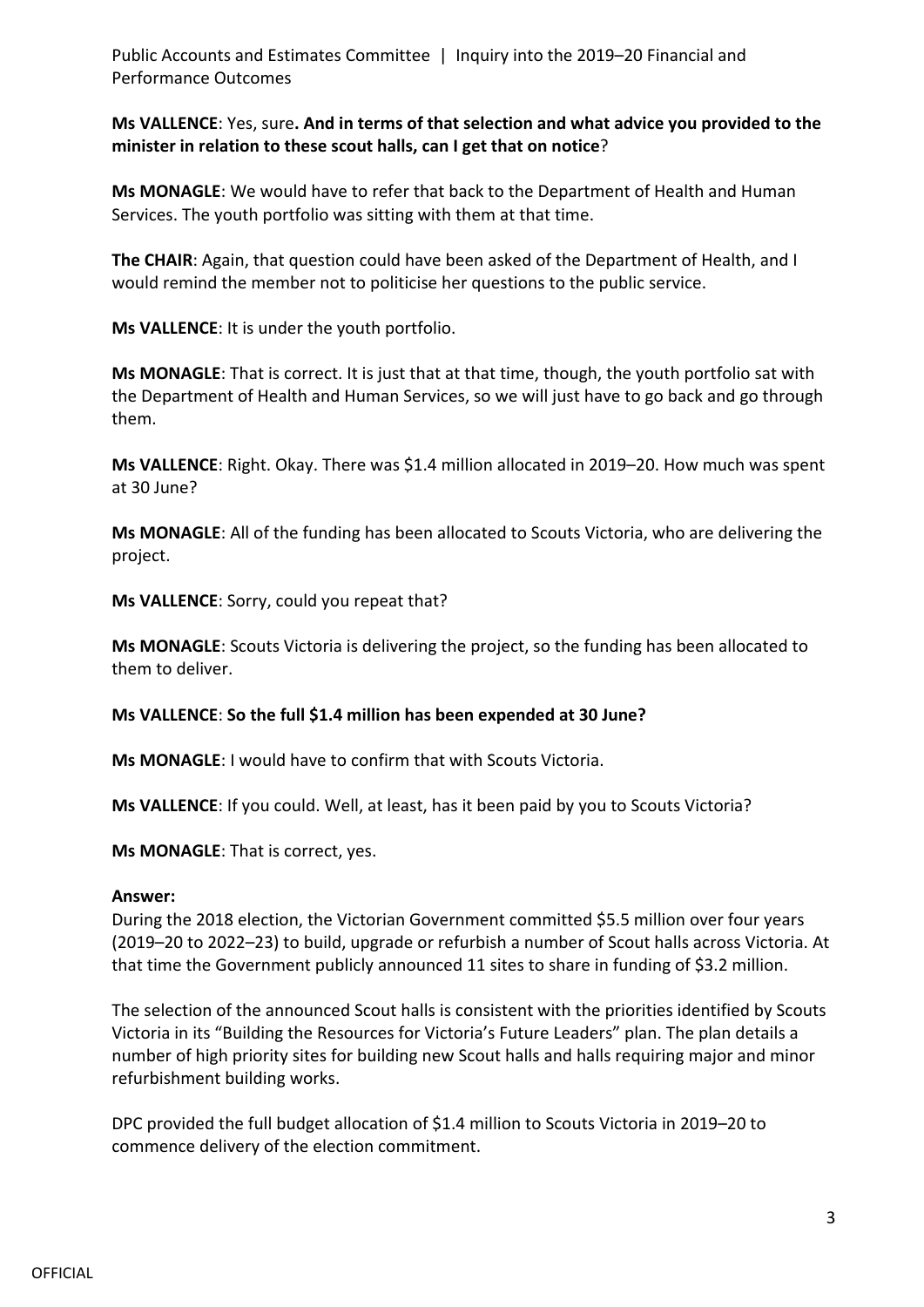**Ms VALLENCE**: Yes, sure**. And in terms of that selection and what advice you provided to the minister in relation to these scout halls, can I get that on notice**?

**Ms MONAGLE**: We would have to refer that back to the Department of Health and Human Services. The youth portfolio was sitting with them at that time.

**The CHAIR**: Again, that question could have been asked of the Department of Health, and I would remind the member not to politicise her questions to the public service.

**Ms VALLENCE**: It is under the youth portfolio.

**Ms MONAGLE**: That is correct. It is just that at that time, though, the youth portfolio sat with the Department of Health and Human Services, so we will just have to go back and go through them.

**Ms VALLENCE**: Right. Okay. There was $1.4 million allocated in 2019–20. How much was spent at 30 June?

**Ms MONAGLE**: All of the funding has been allocated to Scouts Victoria, who are delivering the project.

**Ms VALLENCE**: Sorry, could you repeat that?

**Ms MONAGLE**: Scouts Victoria is delivering the project, so the funding has been allocated to them to deliver.

**Ms VALLENCE**: **So the full $1.4 million has been expended at 30 June?**

**Ms MONAGLE**: I would have to confirm that with Scouts Victoria.

**Ms VALLENCE**: If you could. Well, at least, has it been paid by you to Scouts Victoria?

**Ms MONAGLE**: That is correct, yes.

**Answer:**

During the 2018 election, the Victorian Government committed $5.5 million over four years (2019–20 to 2022–23) to build, upgrade or refurbish a number of Scout halls across Victoria. At that time the Government publicly announced 11 sites to share in funding of $3.2 million.

The selection of the announced Scout halls is consistent with the priorities identified by Scouts Victoria in its "Building the Resources for Victoria's Future Leaders" plan. The plan details a number of high priority sites for building new Scout halls and halls requiring major and minor refurbishment building works.

DPC provided the full budget allocation of $1.4 million to Scouts Victoria in 2019–20 to commence delivery of the election commitment.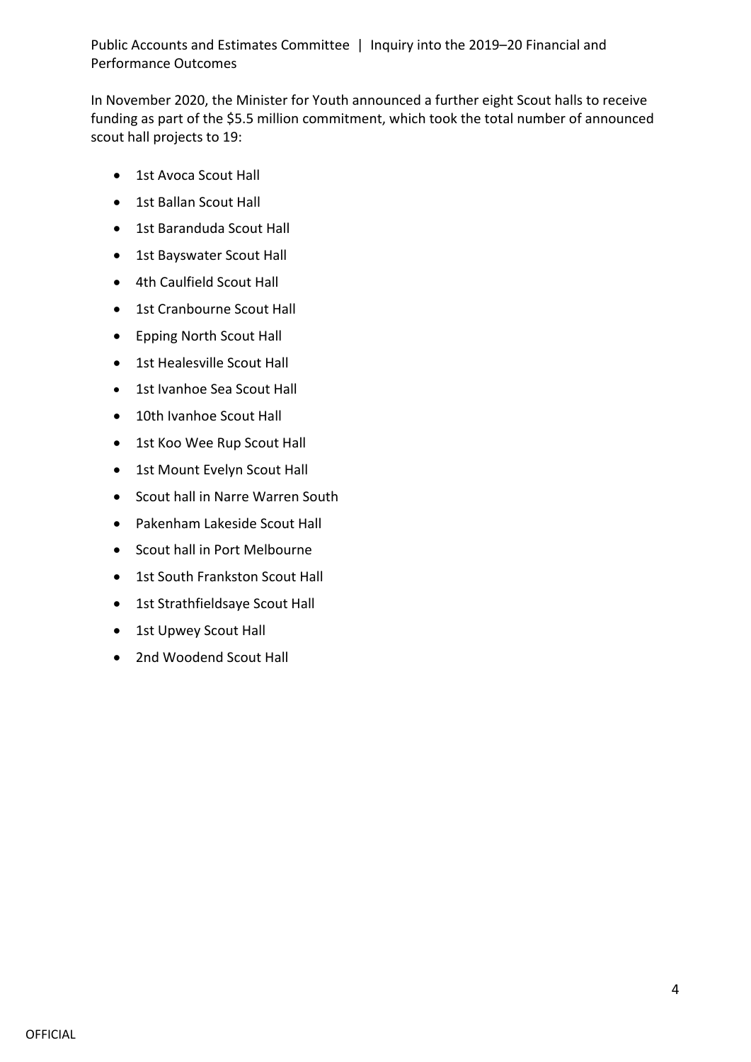In November 2020, the Minister for Youth announced a further eight Scout halls to receive funding as part of the $5.5 million commitment, which took the total number of announced scout hall projects to 19:

- 1st Avoca Scout Hall
- 1st Ballan Scout Hall
- 1st Baranduda Scout Hall
- 1st Bayswater Scout Hall
- 4th Caulfield Scout Hall
- 1st Cranbourne Scout Hall
- Epping North Scout Hall
- 1st Healesville Scout Hall
- 1st Ivanhoe Sea Scout Hall
- 10th Ivanhoe Scout Hall
- 1st Koo Wee Rup Scout Hall
- 1st Mount Evelyn Scout Hall
- Scout hall in Narre Warren South
- Pakenham Lakeside Scout Hall
- Scout hall in Port Melbourne
- 1st South Frankston Scout Hall
- 1st Strathfieldsaye Scout Hall
- 1st Upwey Scout Hall
- 2nd Woodend Scout Hall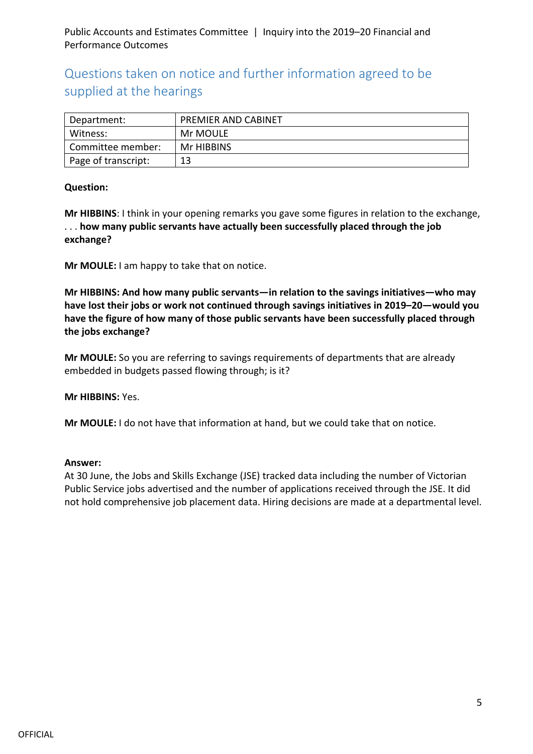## Questions taken on notice and further information agreed to be supplied at the hearings

| Department: | PREMIER AND CABINET |
|---|---|
| Witness: | Mr MOULE |
| Committee member: | Mr HIBBINS |
| Page of transcript: | 13 |

**Question:**

**Mr HIBBINS**: I think in your opening remarks you gave some figures in relation to the exchange, . . . **how many public servants have actually been successfully placed through the job exchange?**

**Mr MOULE:** I am happy to take that on notice.

**Mr HIBBINS: And how many public servants—in relation to the savings initiatives—who may have lost their jobs or work not continued through savings initiatives in 2019–20—would you have the figure of how many of those public servants have been successfully placed through the jobs exchange?**

**Mr MOULE:** So you are referring to savings requirements of departments that are already embedded in budgets passed flowing through; is it?

**Mr HIBBINS:** Yes.

**Mr MOULE:** I do not have that information at hand, but we could take that on notice.

**Answer:**
At 30 June, the Jobs and Skills Exchange (JSE) tracked data including the number of Victorian Public Service jobs advertised and the number of applications received through the JSE. It did not hold comprehensive job placement data. Hiring decisions are made at a departmental level.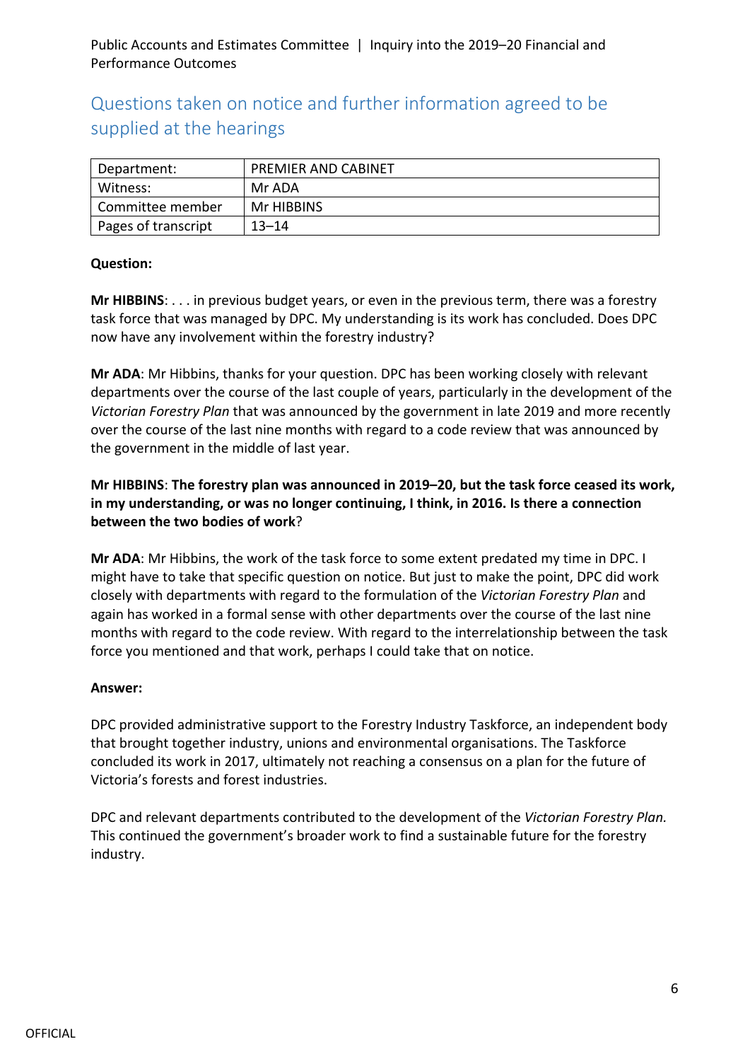## Questions taken on notice and further information agreed to be supplied at the hearings

| Department: | PREMIER AND CABINET |
|---|---|
| Witness: | Mr ADA |
| Committee member | Mr HIBBINS |
| Pages of transcript | 13–14 |

**Question:**

**Mr HIBBINS**: . . . in previous budget years, or even in the previous term, there was a forestry task force that was managed by DPC. My understanding is its work has concluded. Does DPC now have any involvement within the forestry industry?

**Mr ADA**: Mr Hibbins, thanks for your question. DPC has been working closely with relevant departments over the course of the last couple of years, particularly in the development of the *Victorian Forestry Plan* that was announced by the government in late 2019 and more recently over the course of the last nine months with regard to a code review that was announced by the government in the middle of last year.

**Mr HIBBINS**: **The forestry plan was announced in 2019–20, but the task force ceased its work, in my understanding, or was no longer continuing, I think, in 2016. Is there a connection between the two bodies of work**?

**Mr ADA**: Mr Hibbins, the work of the task force to some extent predated my time in DPC. I might have to take that specific question on notice. But just to make the point, DPC did work closely with departments with regard to the formulation of the *Victorian Forestry Plan* and again has worked in a formal sense with other departments over the course of the last nine months with regard to the code review. With regard to the interrelationship between the task force you mentioned and that work, perhaps I could take that on notice.

**Answer:**

DPC provided administrative support to the Forestry Industry Taskforce, an independent body that brought together industry, unions and environmental organisations. The Taskforce concluded its work in 2017, ultimately not reaching a consensus on a plan for the future of Victoria's forests and forest industries.

DPC and relevant departments contributed to the development of the *Victorian Forestry Plan.* This continued the government's broader work to find a sustainable future for the forestry industry.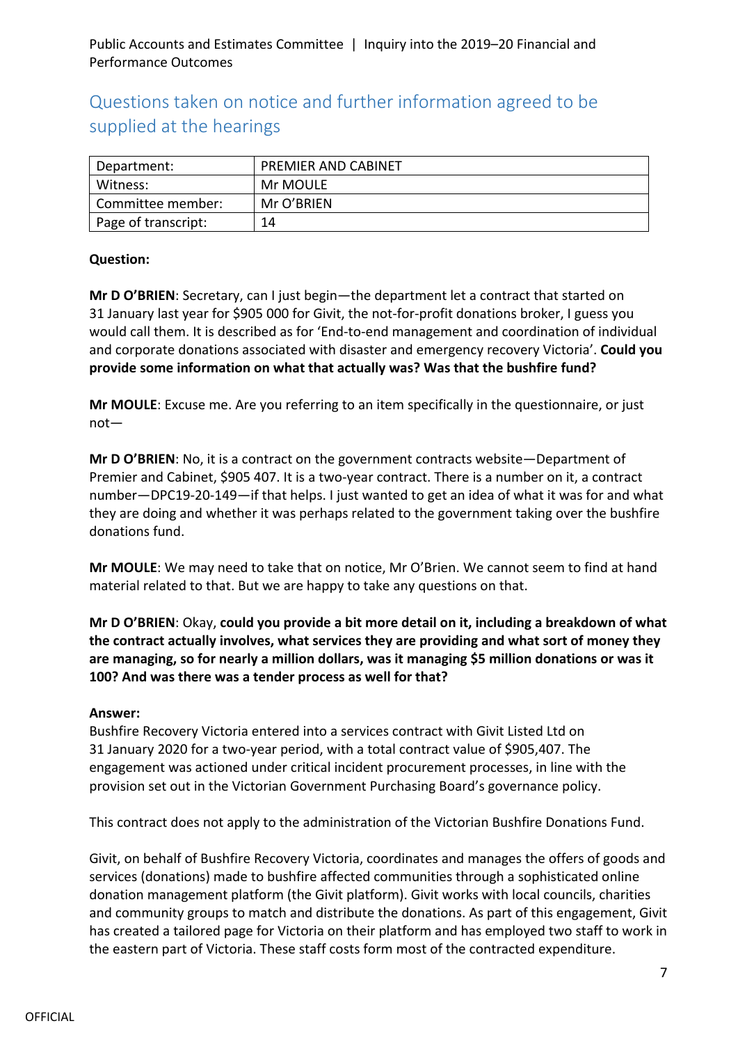## Questions taken on notice and further information agreed to be supplied at the hearings

| Department: | PREMIER AND CABINET |
|---|---|
| Witness: | Mr MOULE |
| Committee member: | Mr O'BRIEN |
| Page of transcript: | 14 |

**Question:**

**Mr D O'BRIEN**: Secretary, can I just begin—the department let a contract that started on 31 January last year for $905 000 for Givit, the not-for-profit donations broker, I guess you would call them. It is described as for 'End-to-end management and coordination of individual and corporate donations associated with disaster and emergency recovery Victoria'. **Could you provide some information on what that actually was? Was that the bushfire fund?**

**Mr MOULE**: Excuse me. Are you referring to an item specifically in the questionnaire, or just not—

**Mr D O'BRIEN**: No, it is a contract on the government contracts website—Department of Premier and Cabinet, $905 407. It is a two-year contract. There is a number on it, a contract number—DPC19-20-149—if that helps. I just wanted to get an idea of what it was for and what they are doing and whether it was perhaps related to the government taking over the bushfire donations fund.

**Mr MOULE**: We may need to take that on notice, Mr O'Brien. We cannot seem to find at hand material related to that. But we are happy to take any questions on that.

**Mr D O'BRIEN**: Okay, **could you provide a bit more detail on it, including a breakdown of what the contract actually involves, what services they are providing and what sort of money they are managing, so for nearly a million dollars, was it managing $5 million donations or was it 100? And was there was a tender process as well for that?**

**Answer:**

Bushfire Recovery Victoria entered into a services contract with Givit Listed Ltd on 31 January 2020 for a two-year period, with a total contract value of $905,407. The engagement was actioned under critical incident procurement processes, in line with the provision set out in the Victorian Government Purchasing Board's governance policy.

This contract does not apply to the administration of the Victorian Bushfire Donations Fund.

Givit, on behalf of Bushfire Recovery Victoria, coordinates and manages the offers of goods and services (donations) made to bushfire affected communities through a sophisticated online donation management platform (the Givit platform). Givit works with local councils, charities and community groups to match and distribute the donations. As part of this engagement, Givit has created a tailored page for Victoria on their platform and has employed two staff to work in the eastern part of Victoria. These staff costs form most of the contracted expenditure.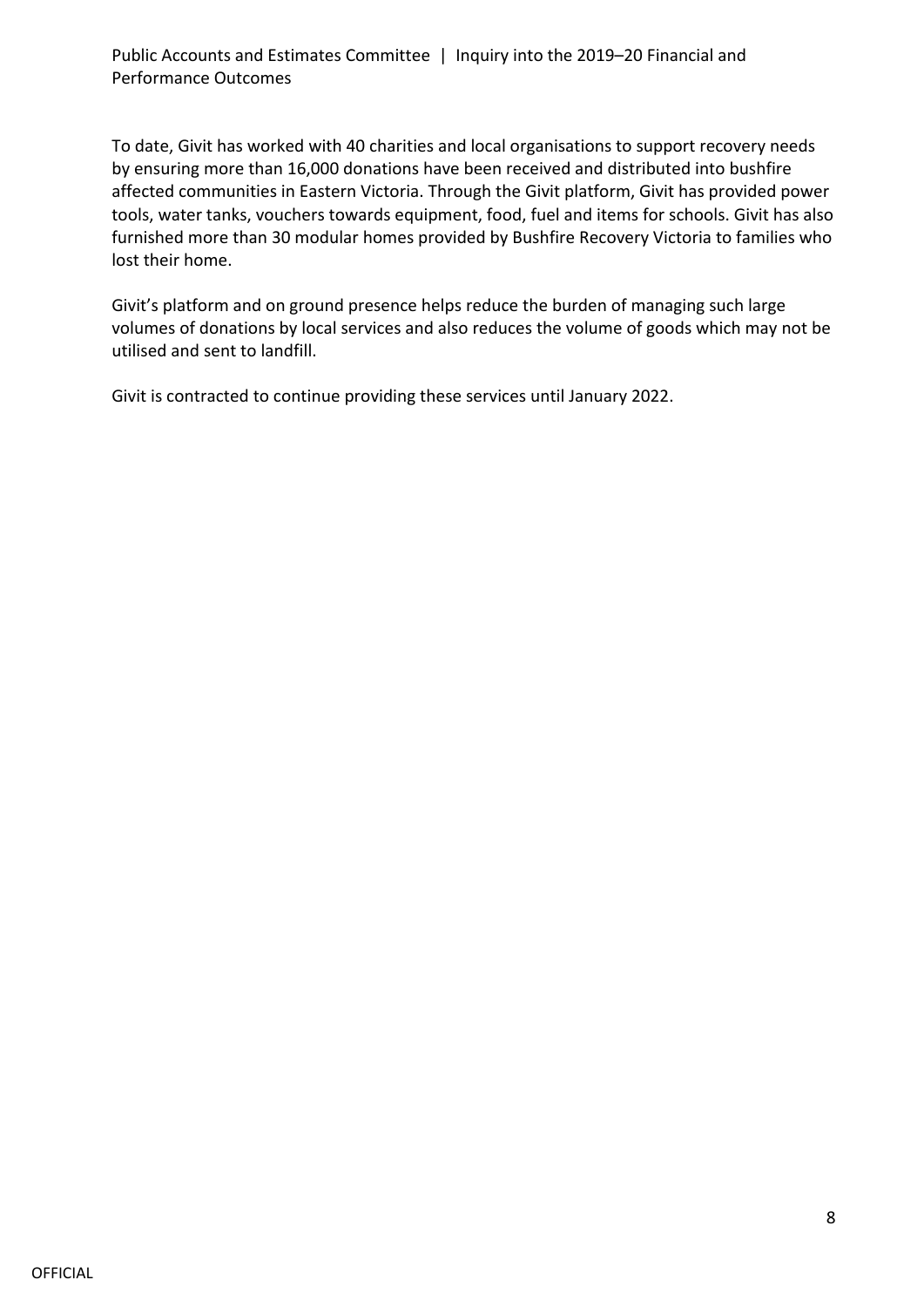To date, Givit has worked with 40 charities and local organisations to support recovery needs by ensuring more than 16,000 donations have been received and distributed into bushfire affected communities in Eastern Victoria. Through the Givit platform, Givit has provided power tools, water tanks, vouchers towards equipment, food, fuel and items for schools. Givit has also furnished more than 30 modular homes provided by Bushfire Recovery Victoria to families who lost their home.

Givit's platform and on ground presence helps reduce the burden of managing such large volumes of donations by local services and also reduces the volume of goods which may not be utilised and sent to landfill.

Givit is contracted to continue providing these services until January 2022.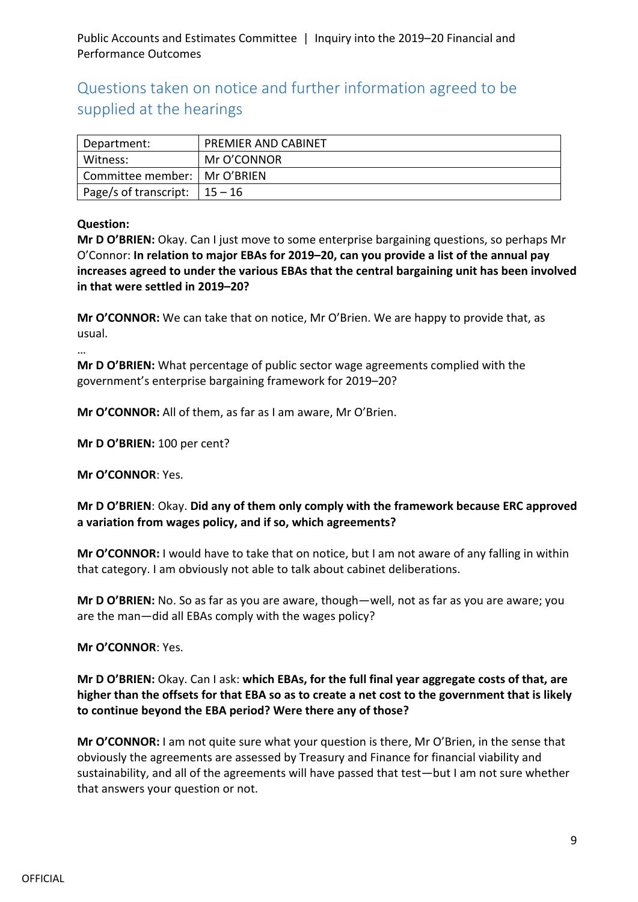## Questions taken on notice and further information agreed to be supplied at the hearings

| Department: | PREMIER AND CABINET |
|---|---|
| Witness: | Mr O'CONNOR |
| Committee member: | Mr O'BRIEN |
| Page/s of transcript: | 15 – 16 |

**Question:**

**Mr D O'BRIEN:** Okay. Can I just move to some enterprise bargaining questions, so perhaps Mr O'Connor: **In relation to major EBAs for 2019–20, can you provide a list of the annual pay increases agreed to under the various EBAs that the central bargaining unit has been involved in that were settled in 2019–20?**

**Mr O'CONNOR:** We can take that on notice, Mr O'Brien. We are happy to provide that, as usual.

…

**Mr D O'BRIEN:** What percentage of public sector wage agreements complied with the government's enterprise bargaining framework for 2019–20?

**Mr O'CONNOR:** All of them, as far as I am aware, Mr O'Brien.

**Mr D O'BRIEN:** 100 per cent?

**Mr O'CONNOR**: Yes.

**Mr D O'BRIEN**: Okay. **Did any of them only comply with the framework because ERC approved a variation from wages policy, and if so, which agreements?**

**Mr O'CONNOR:** I would have to take that on notice, but I am not aware of any falling in within that category. I am obviously not able to talk about cabinet deliberations.

**Mr D O'BRIEN:** No. So as far as you are aware, though—well, not as far as you are aware; you are the man—did all EBAs comply with the wages policy?

**Mr O'CONNOR**: Yes.

**Mr D O'BRIEN:** Okay. Can I ask: **which EBAs, for the full final year aggregate costs of that, are higher than the offsets for that EBA so as to create a net cost to the government that is likely to continue beyond the EBA period? Were there any of those?**

**Mr O'CONNOR:** I am not quite sure what your question is there, Mr O'Brien, in the sense that obviously the agreements are assessed by Treasury and Finance for financial viability and sustainability, and all of the agreements will have passed that test—but I am not sure whether that answers your question or not.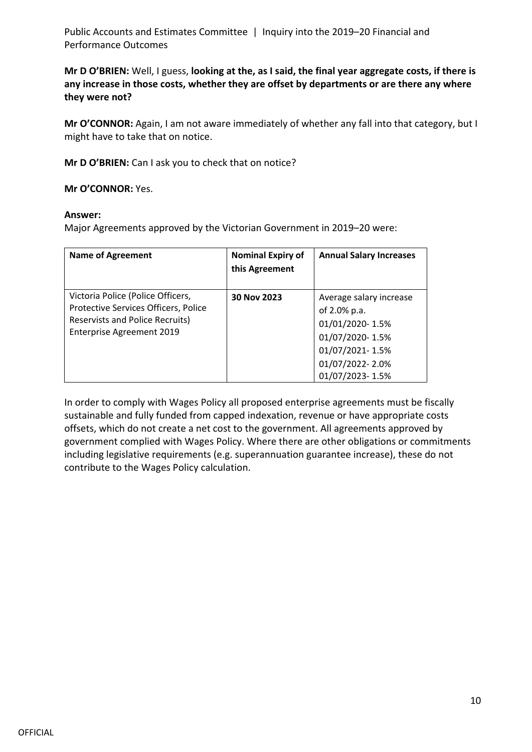**Mr D O'BRIEN:** Well, I guess, **looking at the, as I said, the final year aggregate costs, if there is any increase in those costs, whether they are offset by departments or are there any where they were not?**

**Mr O'CONNOR:** Again, I am not aware immediately of whether any fall into that category, but I might have to take that on notice.

**Mr D O'BRIEN:** Can I ask you to check that on notice?

**Mr O'CONNOR:** Yes.

**Answer:**

Major Agreements approved by the Victorian Government in 2019–20 were:

| Name of Agreement | Nominal Expiry of this Agreement | Annual Salary Increases |
|---|---|---|
| Victoria Police (Police Officers, Protective Services Officers, Police Reservists and Police Recruits) Enterprise Agreement 2019 | **30 Nov 2023** | Average salary increase of 2.0% p.a.<br>01/01/2020- 1.5%<br>01/07/2020- 1.5%<br>01/07/2021- 1.5%<br>01/07/2022- 2.0%<br>01/07/2023- 1.5% |

In order to comply with Wages Policy all proposed enterprise agreements must be fiscally sustainable and fully funded from capped indexation, revenue or have appropriate costs offsets, which do not create a net cost to the government. All agreements approved by government complied with Wages Policy. Where there are other obligations or commitments including legislative requirements (e.g. superannuation guarantee increase), these do not contribute to the Wages Policy calculation.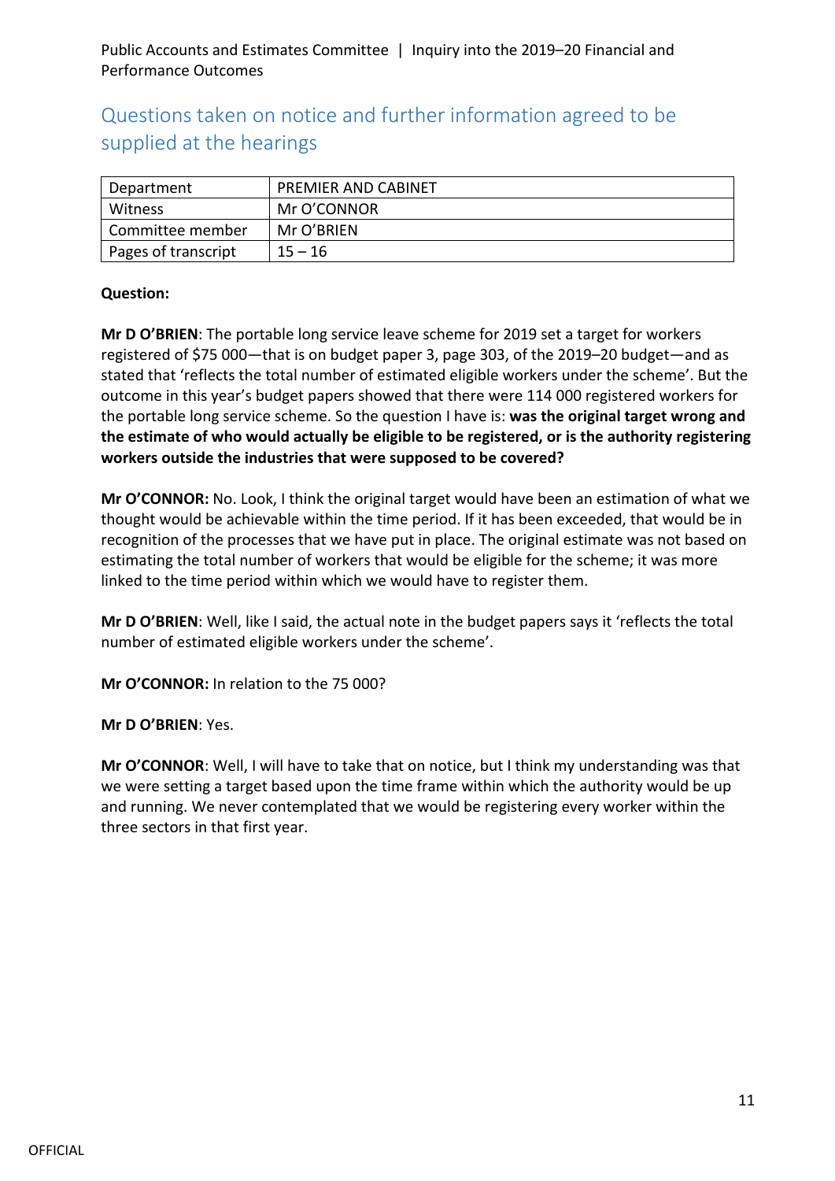## Questions taken on notice and further information agreed to be supplied at the hearings

| Department | PREMIER AND CABINET |
|---|---|
| Witness | Mr O'CONNOR |
| Committee member | Mr O'BRIEN |
| Pages of transcript | 15 – 16 |

**Question:**

**Mr D O'BRIEN**: The portable long service leave scheme for 2019 set a target for workers registered of $75 000—that is on budget paper 3, page 303, of the 2019–20 budget—and as stated that 'reflects the total number of estimated eligible workers under the scheme'. But the outcome in this year's budget papers showed that there were 114 000 registered workers for the portable long service scheme. So the question I have is: **was the original target wrong and the estimate of who would actually be eligible to be registered, or is the authority registering workers outside the industries that were supposed to be covered?**

**Mr O'CONNOR:** No. Look, I think the original target would have been an estimation of what we thought would be achievable within the time period. If it has been exceeded, that would be in recognition of the processes that we have put in place. The original estimate was not based on estimating the total number of workers that would be eligible for the scheme; it was more linked to the time period within which we would have to register them.

**Mr D O'BRIEN**: Well, like I said, the actual note in the budget papers says it 'reflects the total number of estimated eligible workers under the scheme'.

**Mr O'CONNOR:** In relation to the 75 000?

**Mr D O'BRIEN**: Yes.

**Mr O'CONNOR**: Well, I will have to take that on notice, but I think my understanding was that we were setting a target based upon the time frame within which the authority would be up and running. We never contemplated that we would be registering every worker within the three sectors in that first year.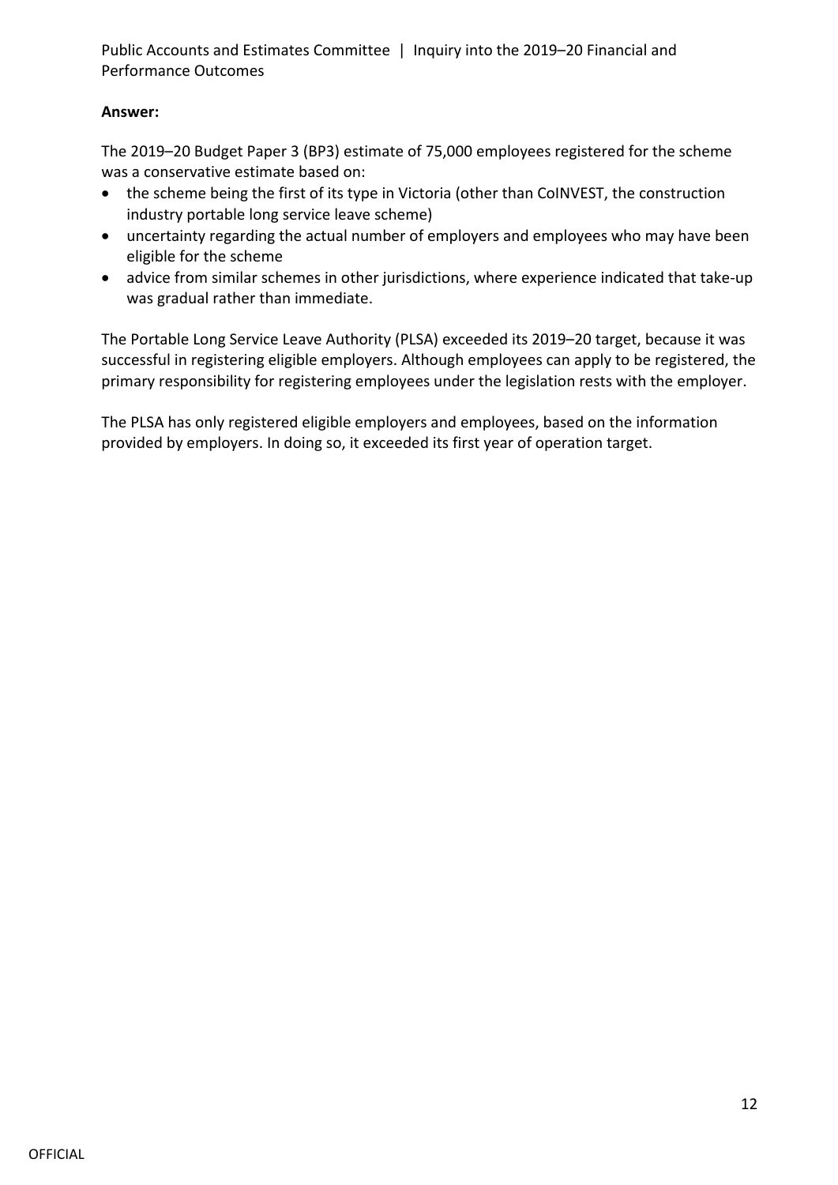**Answer:**

The 2019–20 Budget Paper 3 (BP3) estimate of 75,000 employees registered for the scheme was a conservative estimate based on:

- the scheme being the first of its type in Victoria (other than CoINVEST, the construction industry portable long service leave scheme)
- uncertainty regarding the actual number of employers and employees who may have been eligible for the scheme
- advice from similar schemes in other jurisdictions, where experience indicated that take-up was gradual rather than immediate.

The Portable Long Service Leave Authority (PLSA) exceeded its 2019–20 target, because it was successful in registering eligible employers. Although employees can apply to be registered, the primary responsibility for registering employees under the legislation rests with the employer.

The PLSA has only registered eligible employers and employees, based on the information provided by employers. In doing so, it exceeded its first year of operation target.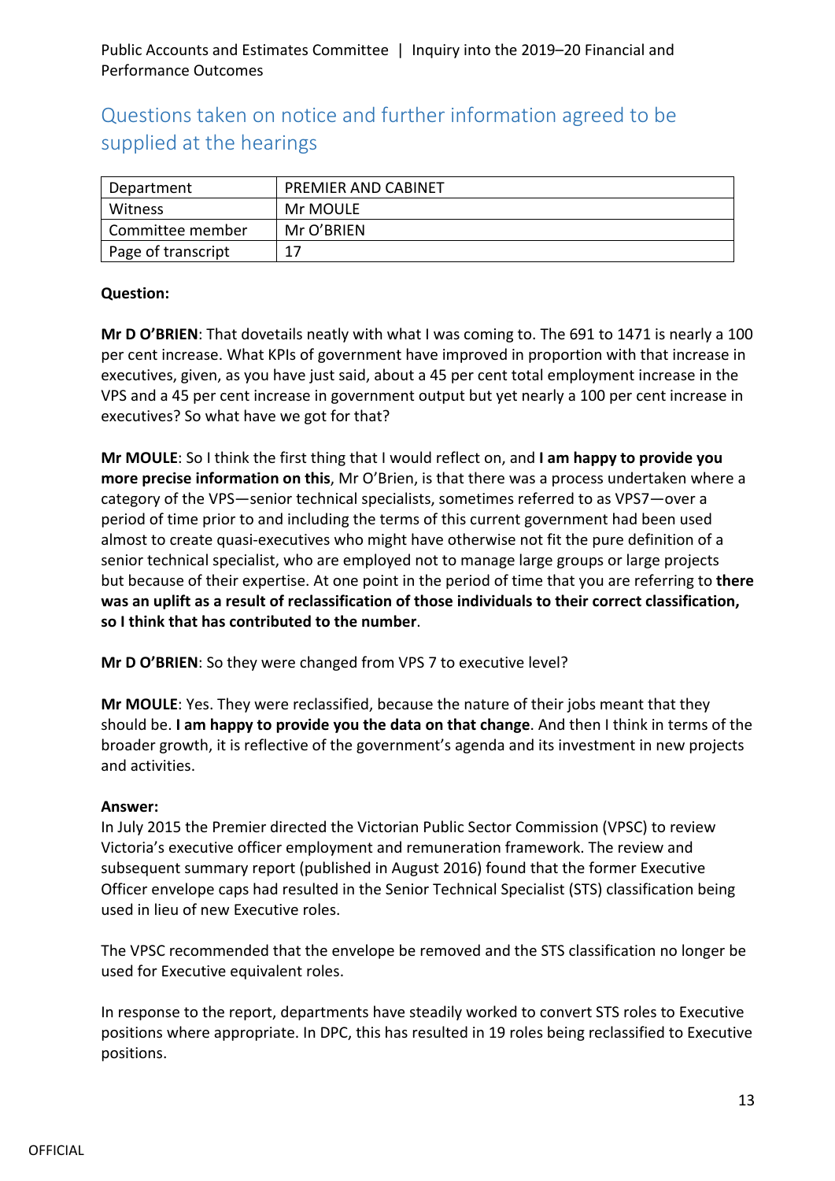## Questions taken on notice and further information agreed to be supplied at the hearings

| Department | PREMIER AND CABINET |
|---|---|
| Witness | Mr MOULE |
| Committee member | Mr O'BRIEN |
| Page of transcript | 17 |

**Question:**

**Mr D O'BRIEN**: That dovetails neatly with what I was coming to. The 691 to 1471 is nearly a 100 per cent increase. What KPIs of government have improved in proportion with that increase in executives, given, as you have just said, about a 45 per cent total employment increase in the VPS and a 45 per cent increase in government output but yet nearly a 100 per cent increase in executives? So what have we got for that?

**Mr MOULE**: So I think the first thing that I would reflect on, and **I am happy to provide you more precise information on this**, Mr O'Brien, is that there was a process undertaken where a category of the VPS—senior technical specialists, sometimes referred to as VPS7—over a period of time prior to and including the terms of this current government had been used almost to create quasi-executives who might have otherwise not fit the pure definition of a senior technical specialist, who are employed not to manage large groups or large projects but because of their expertise. At one point in the period of time that you are referring to **there was an uplift as a result of reclassification of those individuals to their correct classification, so I think that has contributed to the number**.

**Mr D O'BRIEN**: So they were changed from VPS 7 to executive level?

**Mr MOULE**: Yes. They were reclassified, because the nature of their jobs meant that they should be. **I am happy to provide you the data on that change**. And then I think in terms of the broader growth, it is reflective of the government's agenda and its investment in new projects and activities.

**Answer:**

In July 2015 the Premier directed the Victorian Public Sector Commission (VPSC) to review Victoria's executive officer employment and remuneration framework. The review and subsequent summary report (published in August 2016) found that the former Executive Officer envelope caps had resulted in the Senior Technical Specialist (STS) classification being used in lieu of new Executive roles.

The VPSC recommended that the envelope be removed and the STS classification no longer be used for Executive equivalent roles.

In response to the report, departments have steadily worked to convert STS roles to Executive positions where appropriate. In DPC, this has resulted in 19 roles being reclassified to Executive positions.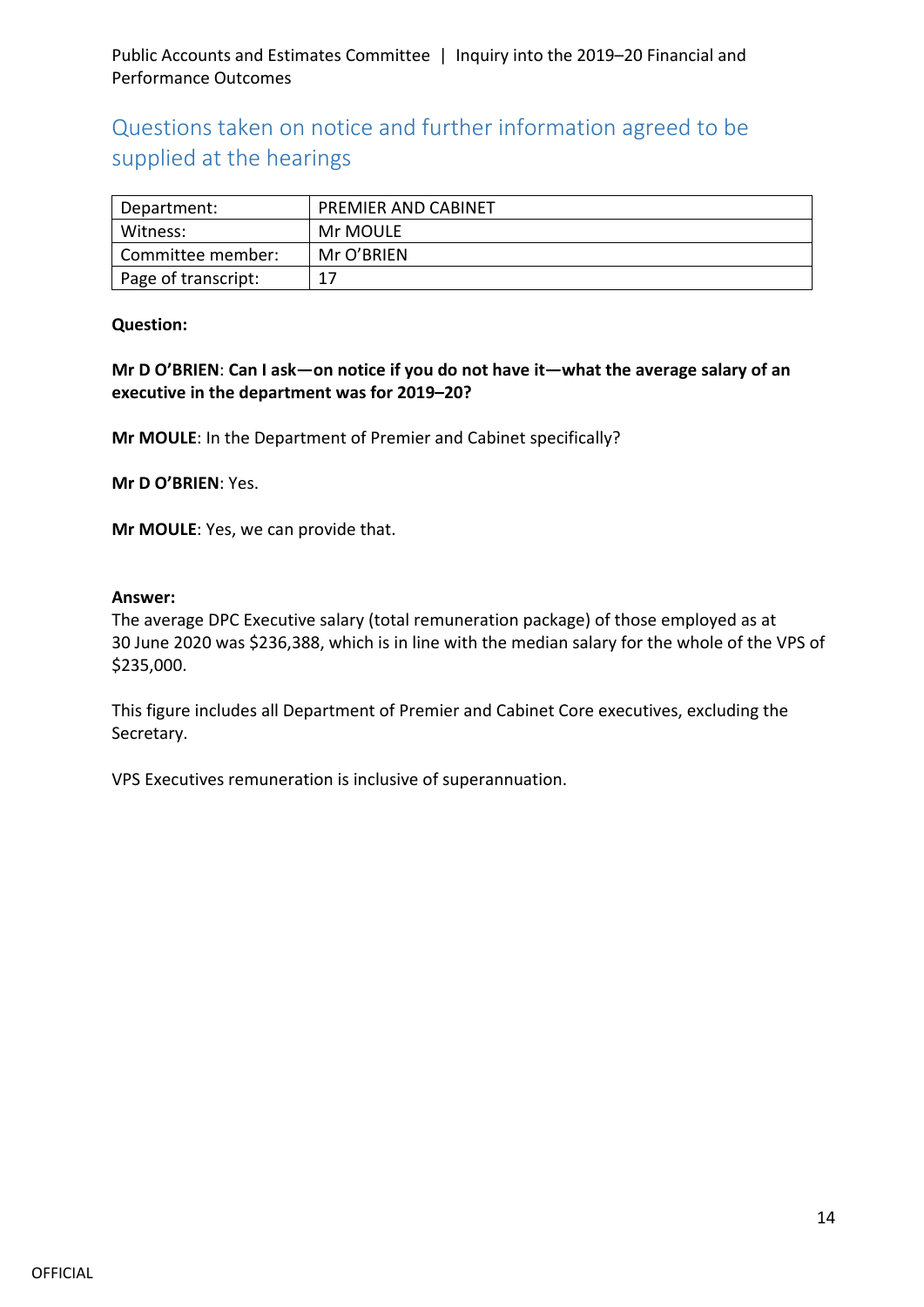## Questions taken on notice and further information agreed to be supplied at the hearings

| Department: | PREMIER AND CABINET |
|---|---|
| Witness: | Mr MOULE |
| Committee member: | Mr O'BRIEN |
| Page of transcript: | 17 |

**Question:**

**Mr D O'BRIEN**: **Can I ask—on notice if you do not have it—what the average salary of an executive in the department was for 2019–20?**

**Mr MOULE**: In the Department of Premier and Cabinet specifically?

**Mr D O'BRIEN**: Yes.

**Mr MOULE**: Yes, we can provide that.

**Answer:**

The average DPC Executive salary (total remuneration package) of those employed as at 30 June 2020 was $236,388, which is in line with the median salary for the whole of the VPS of $235,000.

This figure includes all Department of Premier and Cabinet Core executives, excluding the Secretary.

VPS Executives remuneration is inclusive of superannuation.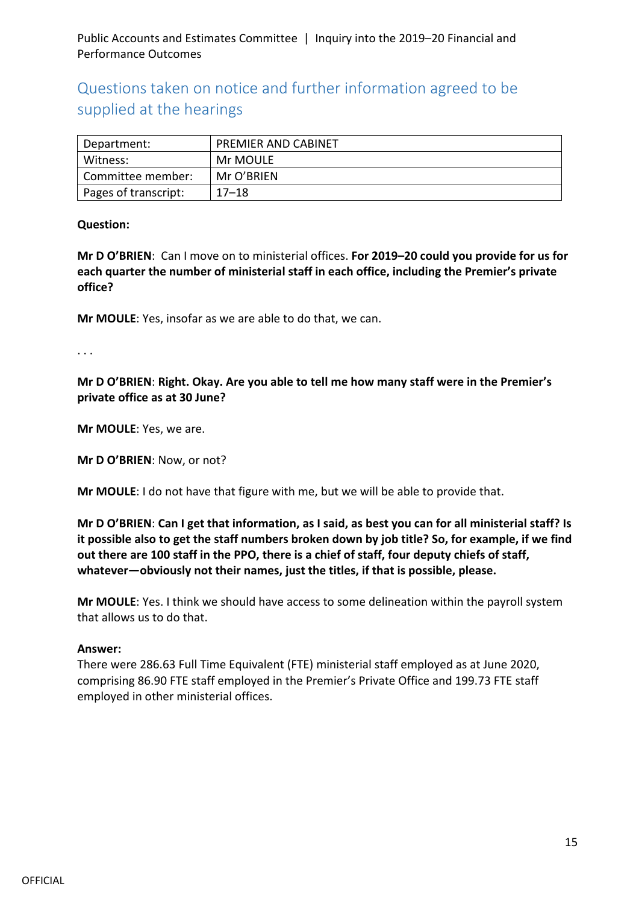## Questions taken on notice and further information agreed to be supplied at the hearings

| Department: | PREMIER AND CABINET |
|---|---|
| Witness: | Mr MOULE |
| Committee member: | Mr O'BRIEN |
| Pages of transcript: | 17–18 |

**Question:**

**Mr D O'BRIEN**: Can I move on to ministerial offices. **For 2019–20 could you provide for us for each quarter the number of ministerial staff in each office, including the Premier's private office?**

**Mr MOULE**: Yes, insofar as we are able to do that, we can.

. . .

**Mr D O'BRIEN**: **Right. Okay. Are you able to tell me how many staff were in the Premier's private office as at 30 June?**

**Mr MOULE**: Yes, we are.

**Mr D O'BRIEN**: Now, or not?

**Mr MOULE**: I do not have that figure with me, but we will be able to provide that.

**Mr D O'BRIEN**: **Can I get that information, as I said, as best you can for all ministerial staff? Is it possible also to get the staff numbers broken down by job title? So, for example, if we find out there are 100 staff in the PPO, there is a chief of staff, four deputy chiefs of staff, whatever—obviously not their names, just the titles, if that is possible, please.**

**Mr MOULE**: Yes. I think we should have access to some delineation within the payroll system that allows us to do that.

**Answer:**

There were 286.63 Full Time Equivalent (FTE) ministerial staff employed as at June 2020, comprising 86.90 FTE staff employed in the Premier's Private Office and 199.73 FTE staff employed in other ministerial offices.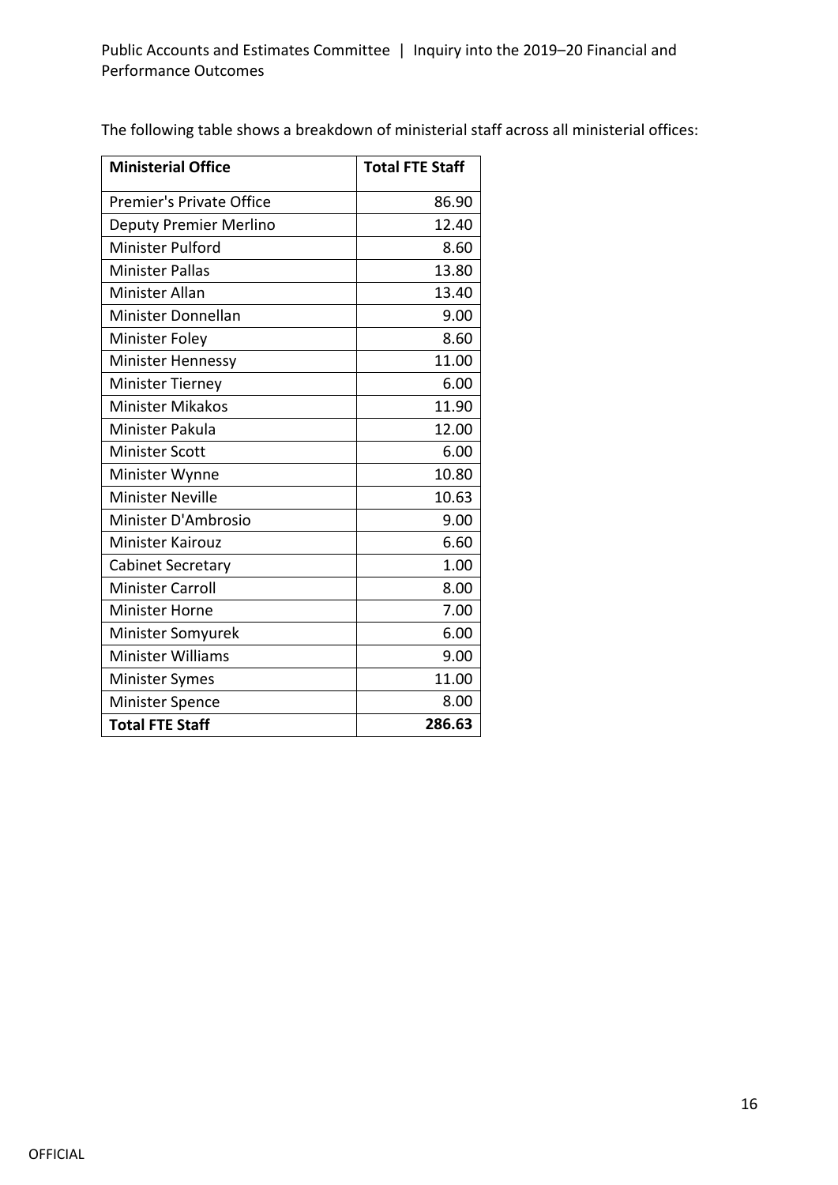The following table shows a breakdown of ministerial staff across all ministerial offices:

| Ministerial Office | Total FTE Staff |
| --- | --- |
| Premier's Private Office | 86.90 |
| Deputy Premier Merlino | 12.40 |
| Minister Pulford | 8.60 |
| Minister Pallas | 13.80 |
| Minister Allan | 13.40 |
| Minister Donnellan | 9.00 |
| Minister Foley | 8.60 |
| Minister Hennessy | 11.00 |
| Minister Tierney | 6.00 |
| Minister Mikakos | 11.90 |
| Minister Pakula | 12.00 |
| Minister Scott | 6.00 |
| Minister Wynne | 10.80 |
| Minister Neville | 10.63 |
| Minister D'Ambrosio | 9.00 |
| Minister Kairouz | 6.60 |
| Cabinet Secretary | 1.00 |
| Minister Carroll | 8.00 |
| Minister Horne | 7.00 |
| Minister Somyurek | 6.00 |
| Minister Williams | 9.00 |
| Minister Symes | 11.00 |
| Minister Spence | 8.00 |
| **Total FTE Staff** | **286.63** |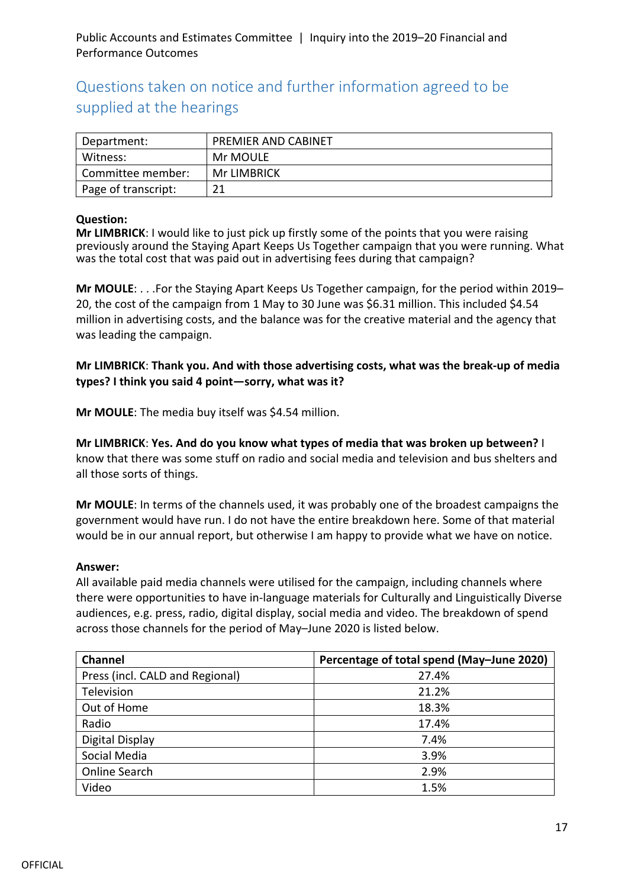## Questions taken on notice and further information agreed to be supplied at the hearings

| Department: | PREMIER AND CABINET |
|---|---|
| Witness: | Mr MOULE |
| Committee member: | Mr LIMBRICK |
| Page of transcript: | 21 |

**Question:**

**Mr LIMBRICK**: I would like to just pick up firstly some of the points that you were raising previously around the Staying Apart Keeps Us Together campaign that you were running. What was the total cost that was paid out in advertising fees during that campaign?

**Mr MOULE**: . . .For the Staying Apart Keeps Us Together campaign, for the period within 2019–20, the cost of the campaign from 1 May to 30 June was $6.31 million. This included $4.54 million in advertising costs, and the balance was for the creative material and the agency that was leading the campaign.

**Mr LIMBRICK**: **Thank you. And with those advertising costs, what was the break-up of media types? I think you said 4 point—sorry, what was it?**

**Mr MOULE**: The media buy itself was $4.54 million.

**Mr LIMBRICK**: **Yes. And do you know what types of media that was broken up between?** I know that there was some stuff on radio and social media and television and bus shelters and all those sorts of things.

**Mr MOULE**: In terms of the channels used, it was probably one of the broadest campaigns the government would have run. I do not have the entire breakdown here. Some of that material would be in our annual report, but otherwise I am happy to provide what we have on notice.

**Answer:**

All available paid media channels were utilised for the campaign, including channels where there were opportunities to have in-language materials for Culturally and Linguistically Diverse audiences, e.g. press, radio, digital display, social media and video. The breakdown of spend across those channels for the period of May–June 2020 is listed below.

| Channel | Percentage of total spend (May–June 2020) |
|---|---|
| Press (incl. CALD and Regional) | 27.4% |
| Television | 21.2% |
| Out of Home | 18.3% |
| Radio | 17.4% |
| Digital Display | 7.4% |
| Social Media | 3.9% |
| Online Search | 2.9% |
| Video | 1.5% |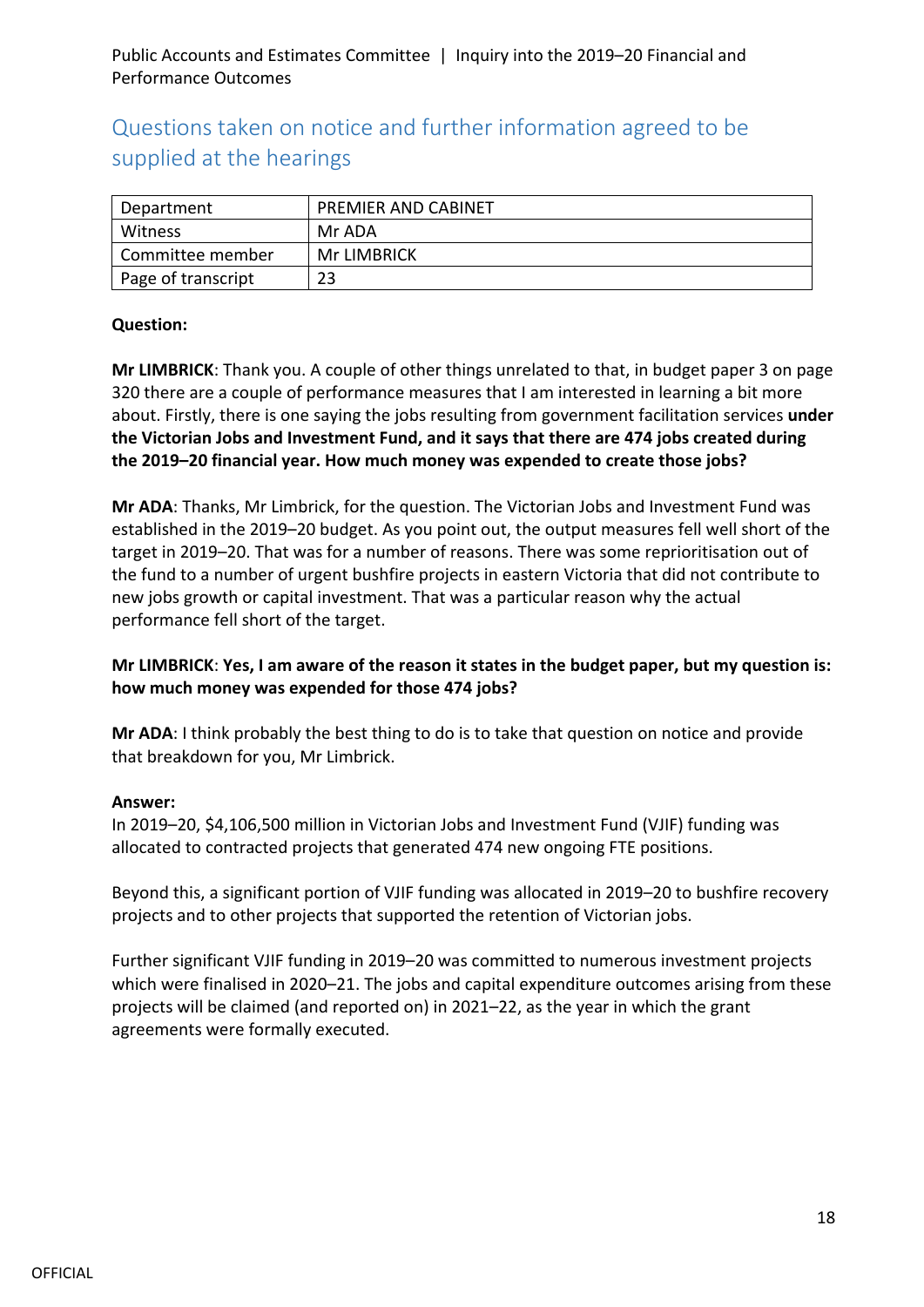## Questions taken on notice and further information agreed to be supplied at the hearings

| Department | PREMIER AND CABINET |
| --- | --- |
| Witness | Mr ADA |
| Committee member | Mr LIMBRICK |
| Page of transcript | 23 |

**Question:**

**Mr LIMBRICK**: Thank you. A couple of other things unrelated to that, in budget paper 3 on page 320 there are a couple of performance measures that I am interested in learning a bit more about. Firstly, there is one saying the jobs resulting from government facilitation services **under the Victorian Jobs and Investment Fund, and it says that there are 474 jobs created during the 2019–20 financial year. How much money was expended to create those jobs?**

**Mr ADA**: Thanks, Mr Limbrick, for the question. The Victorian Jobs and Investment Fund was established in the 2019–20 budget. As you point out, the output measures fell well short of the target in 2019–20. That was for a number of reasons. There was some reprioritisation out of the fund to a number of urgent bushfire projects in eastern Victoria that did not contribute to new jobs growth or capital investment. That was a particular reason why the actual performance fell short of the target.

**Mr LIMBRICK**: **Yes, I am aware of the reason it states in the budget paper, but my question is: how much money was expended for those 474 jobs?**

**Mr ADA**: I think probably the best thing to do is to take that question on notice and provide that breakdown for you, Mr Limbrick.

**Answer:**
In 2019–20, $4,106,500 million in Victorian Jobs and Investment Fund (VJIF) funding was allocated to contracted projects that generated 474 new ongoing FTE positions.

Beyond this, a significant portion of VJIF funding was allocated in 2019–20 to bushfire recovery projects and to other projects that supported the retention of Victorian jobs.

Further significant VJIF funding in 2019–20 was committed to numerous investment projects which were finalised in 2020–21. The jobs and capital expenditure outcomes arising from these projects will be claimed (and reported on) in 2021–22, as the year in which the grant agreements were formally executed.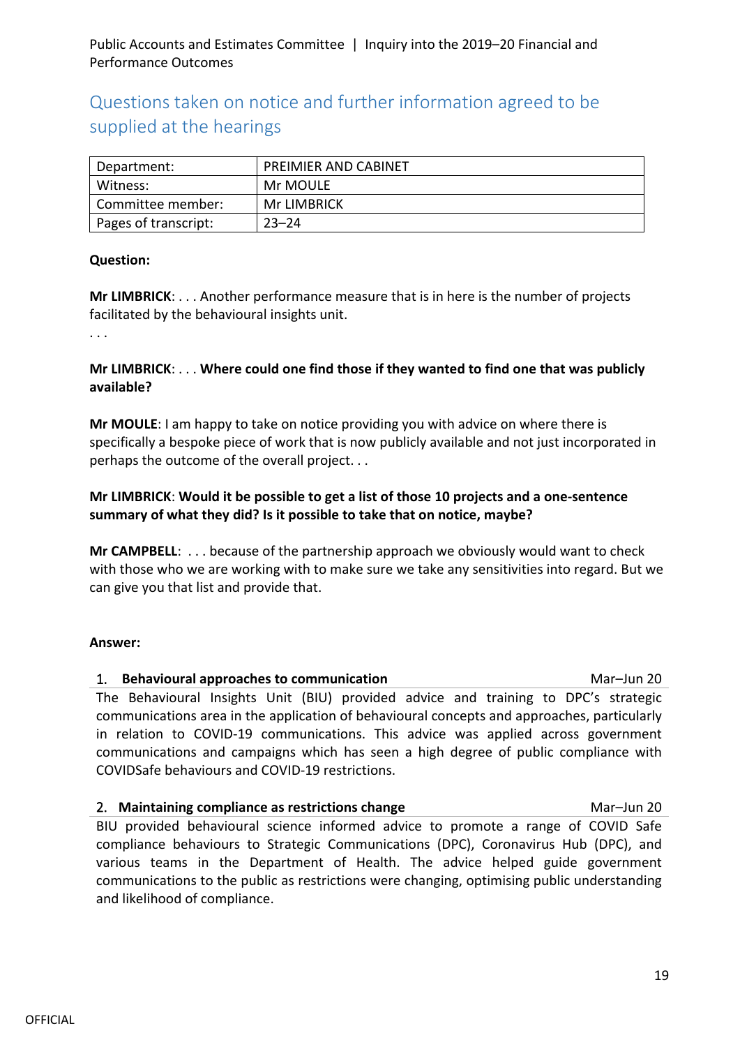## Questions taken on notice and further information agreed to be supplied at the hearings

| Department: | PREIMIER AND CABINET |
| --- | --- |
| Witness: | Mr MOULE |
| Committee member: | Mr LIMBRICK |
| Pages of transcript: | 23–24 |

**Question:**

**Mr LIMBRICK**: . . . Another performance measure that is in here is the number of projects facilitated by the behavioural insights unit.

. . .

**Mr LIMBRICK**: . . . **Where could one find those if they wanted to find one that was publicly available?**

**Mr MOULE**: I am happy to take on notice providing you with advice on where there is specifically a bespoke piece of work that is now publicly available and not just incorporated in perhaps the outcome of the overall project. . .

**Mr LIMBRICK**: **Would it be possible to get a list of those 10 projects and a one-sentence summary of what they did? Is it possible to take that on notice, maybe?**

**Mr CAMPBELL**: . . . because of the partnership approach we obviously would want to check with those who we are working with to make sure we take any sensitivities into regard. But we can give you that list and provide that.

**Answer:**

1. **Behavioural approaches to communication** — Mar–Jun 20

The Behavioural Insights Unit (BIU) provided advice and training to DPC's strategic communications area in the application of behavioural concepts and approaches, particularly in relation to COVID-19 communications. This advice was applied across government communications and campaigns which has seen a high degree of public compliance with COVIDSafe behaviours and COVID-19 restrictions.

2. **Maintaining compliance as restrictions change** — Mar–Jun 20

BIU provided behavioural science informed advice to promote a range of COVID Safe compliance behaviours to Strategic Communications (DPC), Coronavirus Hub (DPC), and various teams in the Department of Health. The advice helped guide government communications to the public as restrictions were changing, optimising public understanding and likelihood of compliance.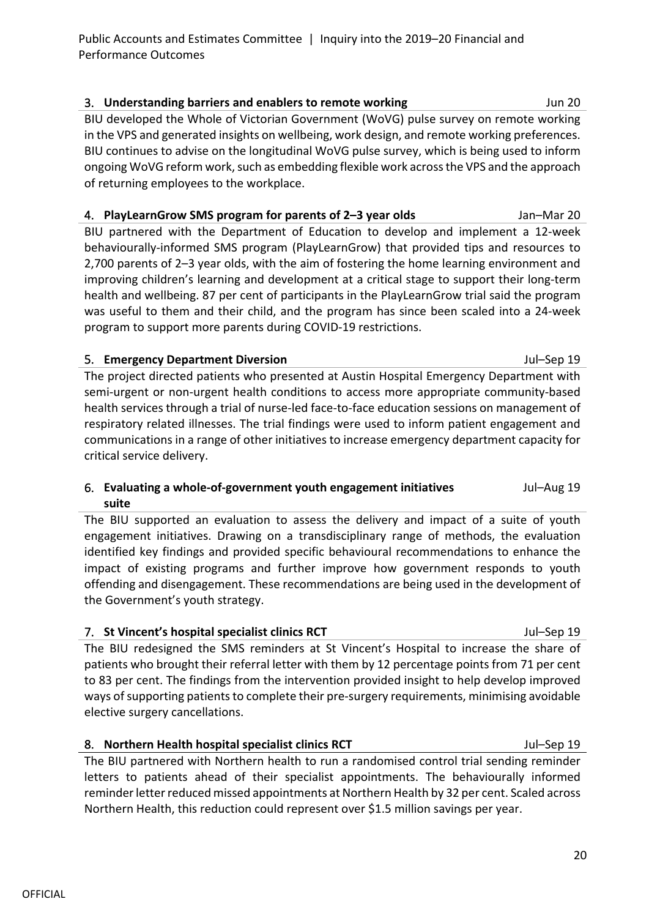### 3. **Understanding barriers and enablers to remote working** — Jun 20

BIU developed the Whole of Victorian Government (WoVG) pulse survey on remote working in the VPS and generated insights on wellbeing, work design, and remote working preferences. BIU continues to advise on the longitudinal WoVG pulse survey, which is being used to inform ongoing WoVG reform work, such as embedding flexible work across the VPS and the approach of returning employees to the workplace.

### 4. **PlayLearnGrow SMS program for parents of 2–3 year olds** — Jan–Mar 20

BIU partnered with the Department of Education to develop and implement a 12-week behaviourally-informed SMS program (PlayLearnGrow) that provided tips and resources to 2,700 parents of 2–3 year olds, with the aim of fostering the home learning environment and improving children's learning and development at a critical stage to support their long-term health and wellbeing. 87 per cent of participants in the PlayLearnGrow trial said the program was useful to them and their child, and the program has since been scaled into a 24-week program to support more parents during COVID-19 restrictions.

### 5. **Emergency Department Diversion** — Jul–Sep 19

The project directed patients who presented at Austin Hospital Emergency Department with semi-urgent or non-urgent health conditions to access more appropriate community-based health services through a trial of nurse-led face-to-face education sessions on management of respiratory related illnesses. The trial findings were used to inform patient engagement and communications in a range of other initiatives to increase emergency department capacity for critical service delivery.

### 6. **Evaluating a whole-of-government youth engagement initiatives suite** — Jul–Aug 19

The BIU supported an evaluation to assess the delivery and impact of a suite of youth engagement initiatives. Drawing on a transdisciplinary range of methods, the evaluation identified key findings and provided specific behavioural recommendations to enhance the impact of existing programs and further improve how government responds to youth offending and disengagement. These recommendations are being used in the development of the Government's youth strategy.

### 7. **St Vincent's hospital specialist clinics RCT** — Jul–Sep 19

The BIU redesigned the SMS reminders at St Vincent's Hospital to increase the share of patients who brought their referral letter with them by 12 percentage points from 71 per cent to 83 per cent. The findings from the intervention provided insight to help develop improved ways of supporting patients to complete their pre-surgery requirements, minimising avoidable elective surgery cancellations.

### 8. **Northern Health hospital specialist clinics RCT** — Jul–Sep 19

The BIU partnered with Northern health to run a randomised control trial sending reminder letters to patients ahead of their specialist appointments. The behaviourally informed reminder letter reduced missed appointments at Northern Health by 32 per cent. Scaled across Northern Health, this reduction could represent over $1.5 million savings per year.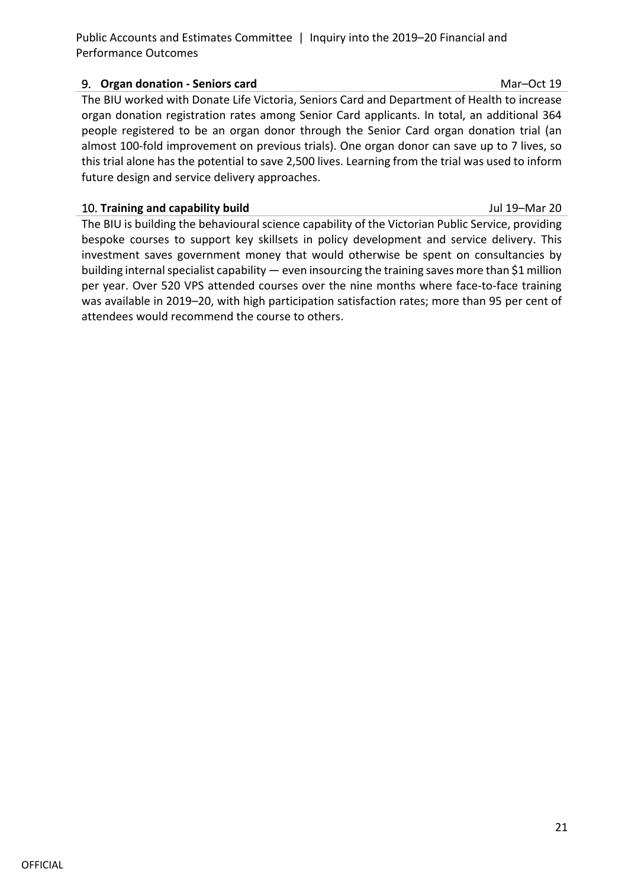### 9. **Organ donation - Seniors card** Mar–Oct 19

The BIU worked with Donate Life Victoria, Seniors Card and Department of Health to increase organ donation registration rates among Senior Card applicants. In total, an additional 364 people registered to be an organ donor through the Senior Card organ donation trial (an almost 100-fold improvement on previous trials). One organ donor can save up to 7 lives, so this trial alone has the potential to save 2,500 lives. Learning from the trial was used to inform future design and service delivery approaches.

### 10. **Training and capability build** Jul 19–Mar 20

The BIU is building the behavioural science capability of the Victorian Public Service, providing bespoke courses to support key skillsets in policy development and service delivery. This investment saves government money that would otherwise be spent on consultancies by building internal specialist capability — even insourcing the training saves more than $1 million per year. Over 520 VPS attended courses over the nine months where face-to-face training was available in 2019–20, with high participation satisfaction rates; more than 95 per cent of attendees would recommend the course to others.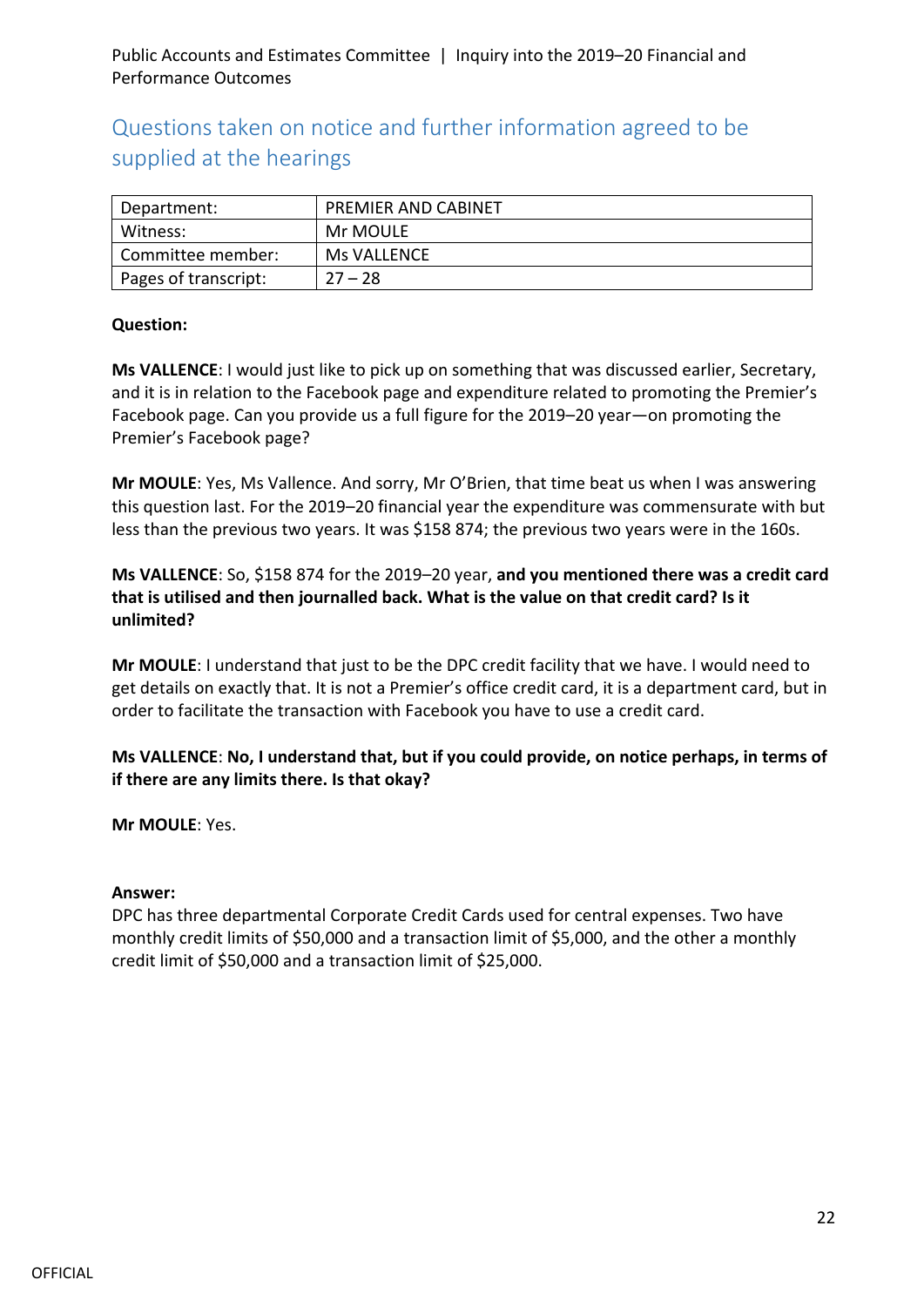## Questions taken on notice and further information agreed to be supplied at the hearings

| Department: | PREMIER AND CABINET |
|---|---|
| Witness: | Mr MOULE |
| Committee member: | Ms VALLENCE |
| Pages of transcript: | 27 – 28 |

**Question:**

**Ms VALLENCE**: I would just like to pick up on something that was discussed earlier, Secretary, and it is in relation to the Facebook page and expenditure related to promoting the Premier's Facebook page. Can you provide us a full figure for the 2019–20 year—on promoting the Premier's Facebook page?

**Mr MOULE**: Yes, Ms Vallence. And sorry, Mr O'Brien, that time beat us when I was answering this question last. For the 2019–20 financial year the expenditure was commensurate with but less than the previous two years. It was $158 874; the previous two years were in the 160s.

**Ms VALLENCE**: So, $158 874 for the 2019–20 year, **and you mentioned there was a credit card that is utilised and then journalled back. What is the value on that credit card? Is it unlimited?**

**Mr MOULE**: I understand that just to be the DPC credit facility that we have. I would need to get details on exactly that. It is not a Premier's office credit card, it is a department card, but in order to facilitate the transaction with Facebook you have to use a credit card.

**Ms VALLENCE**: **No, I understand that, but if you could provide, on notice perhaps, in terms of if there are any limits there. Is that okay?**

**Mr MOULE**: Yes.

**Answer:**

DPC has three departmental Corporate Credit Cards used for central expenses. Two have monthly credit limits of $50,000 and a transaction limit of $5,000, and the other a monthly credit limit of $50,000 and a transaction limit of $25,000.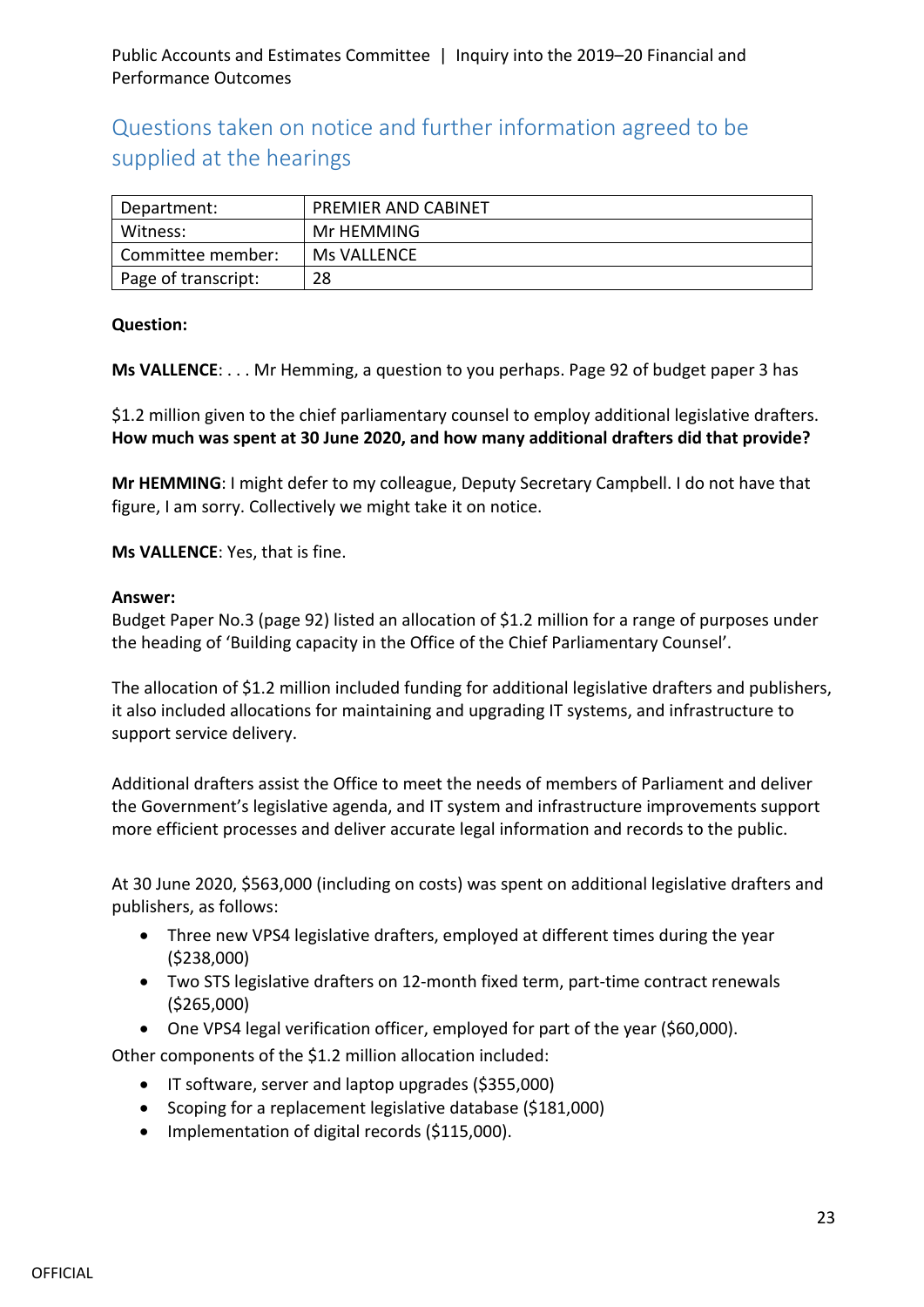## Questions taken on notice and further information agreed to be supplied at the hearings

| Department: | PREMIER AND CABINET |
|---|---|
| Witness: | Mr HEMMING |
| Committee member: | Ms VALLENCE |
| Page of transcript: | 28 |

**Question:**

**Ms VALLENCE**: . . . Mr Hemming, a question to you perhaps. Page 92 of budget paper 3 has

$1.2 million given to the chief parliamentary counsel to employ additional legislative drafters. **How much was spent at 30 June 2020, and how many additional drafters did that provide?**

**Mr HEMMING**: I might defer to my colleague, Deputy Secretary Campbell. I do not have that figure, I am sorry. Collectively we might take it on notice.

**Ms VALLENCE**: Yes, that is fine.

**Answer:**

Budget Paper No.3 (page 92) listed an allocation of $1.2 million for a range of purposes under the heading of 'Building capacity in the Office of the Chief Parliamentary Counsel'.

The allocation of $1.2 million included funding for additional legislative drafters and publishers, it also included allocations for maintaining and upgrading IT systems, and infrastructure to support service delivery.

Additional drafters assist the Office to meet the needs of members of Parliament and deliver the Government's legislative agenda, and IT system and infrastructure improvements support more efficient processes and deliver accurate legal information and records to the public.

At 30 June 2020, $563,000 (including on costs) was spent on additional legislative drafters and publishers, as follows:

- Three new VPS4 legislative drafters, employed at different times during the year ($238,000)
- Two STS legislative drafters on 12-month fixed term, part-time contract renewals ($265,000)
- One VPS4 legal verification officer, employed for part of the year ($60,000).

Other components of the $1.2 million allocation included:

- IT software, server and laptop upgrades ($355,000)
- Scoping for a replacement legislative database ($181,000)
- Implementation of digital records ($115,000).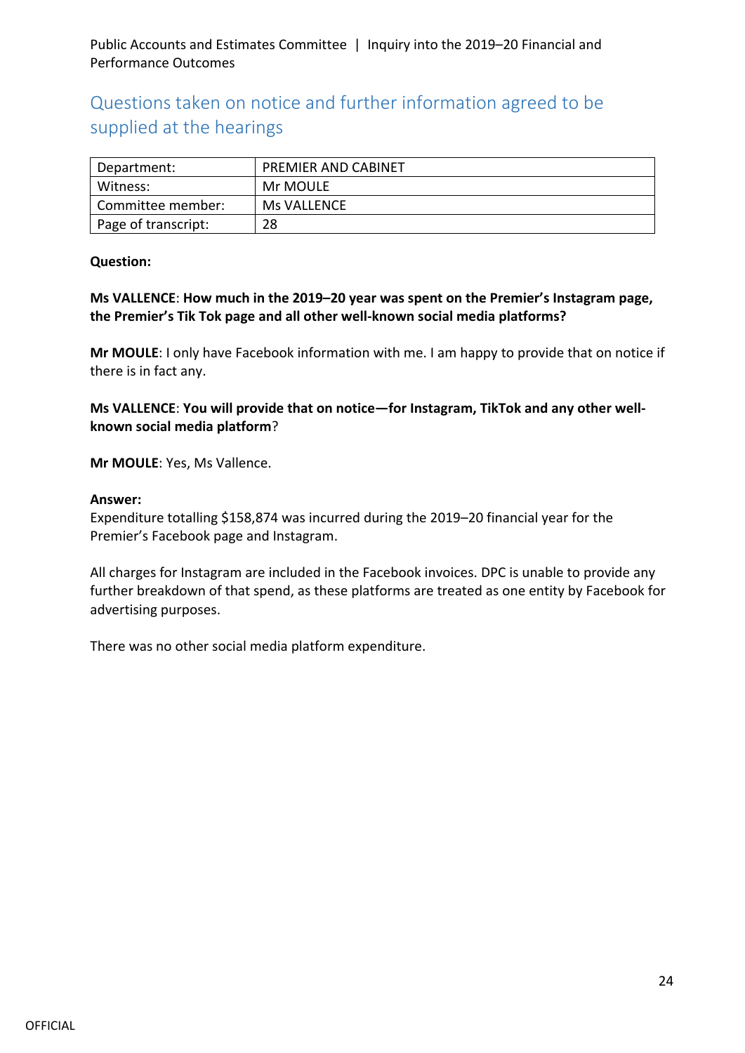## Questions taken on notice and further information agreed to be supplied at the hearings

| Department: | PREMIER AND CABINET |
|---|---|
| Witness: | Mr MOULE |
| Committee member: | Ms VALLENCE |
| Page of transcript: | 28 |

**Question:**

**Ms VALLENCE**: **How much in the 2019–20 year was spent on the Premier's Instagram page, the Premier's Tik Tok page and all other well-known social media platforms?**

**Mr MOULE**: I only have Facebook information with me. I am happy to provide that on notice if there is in fact any.

**Ms VALLENCE**: **You will provide that on notice—for Instagram, TikTok and any other well-known social media platform**?

**Mr MOULE**: Yes, Ms Vallence.

**Answer:**

Expenditure totalling $158,874 was incurred during the 2019–20 financial year for the Premier's Facebook page and Instagram.

All charges for Instagram are included in the Facebook invoices. DPC is unable to provide any further breakdown of that spend, as these platforms are treated as one entity by Facebook for advertising purposes.

There was no other social media platform expenditure.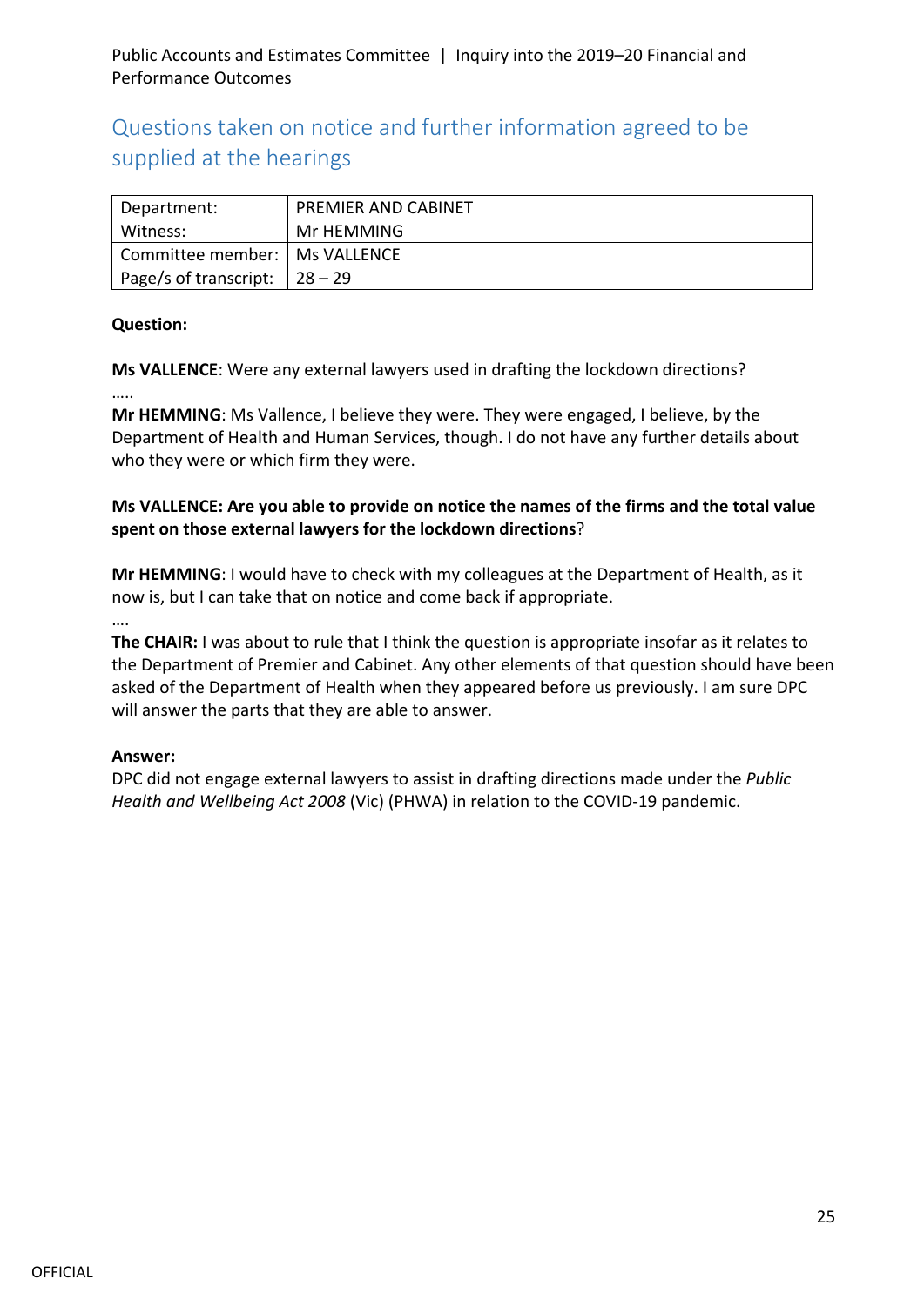## Questions taken on notice and further information agreed to be supplied at the hearings

| Department: | PREMIER AND CABINET |
|---|---|
| Witness: | Mr HEMMING |
| Committee member: | Ms VALLENCE |
| Page/s of transcript: | 28 – 29 |

**Question:**

**Ms VALLENCE**: Were any external lawyers used in drafting the lockdown directions?

…..

**Mr HEMMING**: Ms Vallence, I believe they were. They were engaged, I believe, by the Department of Health and Human Services, though. I do not have any further details about who they were or which firm they were.

**Ms VALLENCE: Are you able to provide on notice the names of the firms and the total value spent on those external lawyers for the lockdown directions**?

**Mr HEMMING**: I would have to check with my colleagues at the Department of Health, as it now is, but I can take that on notice and come back if appropriate.

….

**The CHAIR:** I was about to rule that I think the question is appropriate insofar as it relates to the Department of Premier and Cabinet. Any other elements of that question should have been asked of the Department of Health when they appeared before us previously. I am sure DPC will answer the parts that they are able to answer.

**Answer:**

DPC did not engage external lawyers to assist in drafting directions made under the *Public Health and Wellbeing Act 2008* (Vic) (PHWA) in relation to the COVID-19 pandemic.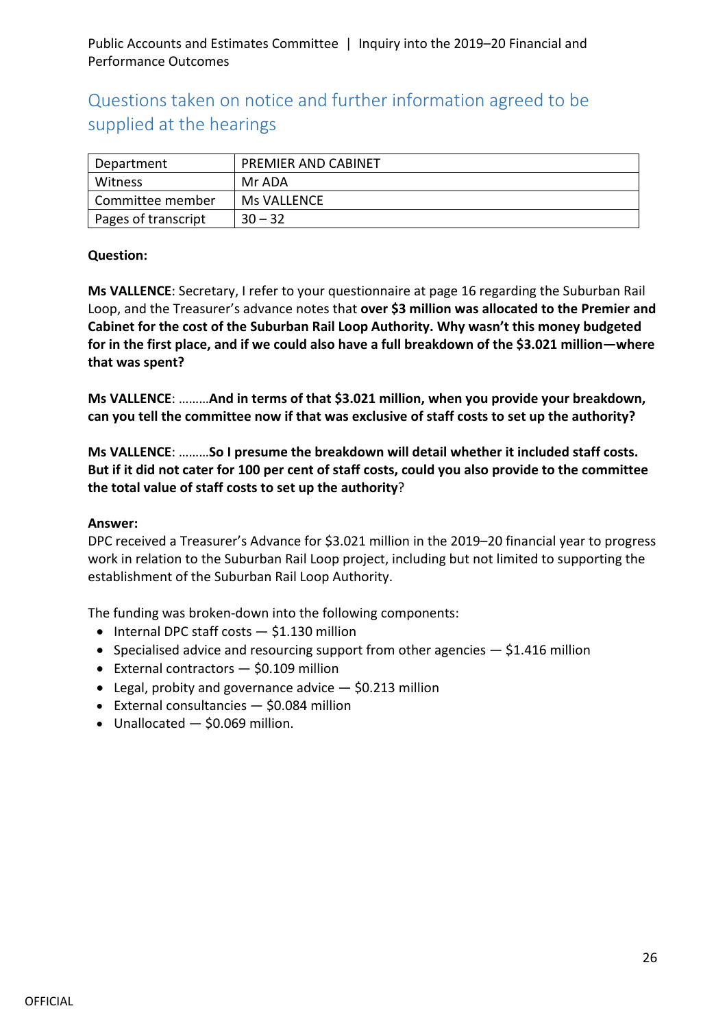## Questions taken on notice and further information agreed to be supplied at the hearings

| Department | PREMIER AND CABINET |
| --- | --- |
| Witness | Mr ADA |
| Committee member | Ms VALLENCE |
| Pages of transcript | 30 – 32 |

**Question:**

**Ms VALLENCE**: Secretary, I refer to your questionnaire at page 16 regarding the Suburban Rail Loop, and the Treasurer's advance notes that **over $3 million was allocated to the Premier and Cabinet for the cost of the Suburban Rail Loop Authority. Why wasn't this money budgeted for in the first place, and if we could also have a full breakdown of the $3.021 million—where that was spent?**

**Ms VALLENCE**: ………**And in terms of that $3.021 million, when you provide your breakdown, can you tell the committee now if that was exclusive of staff costs to set up the authority?**

**Ms VALLENCE**: ………**So I presume the breakdown will detail whether it included staff costs. But if it did not cater for 100 per cent of staff costs, could you also provide to the committee the total value of staff costs to set up the authority**?

**Answer:**

DPC received a Treasurer's Advance for $3.021 million in the 2019–20 financial year to progress work in relation to the Suburban Rail Loop project, including but not limited to supporting the establishment of the Suburban Rail Loop Authority.

The funding was broken-down into the following components:

- Internal DPC staff costs — $1.130 million
- Specialised advice and resourcing support from other agencies — $1.416 million
- External contractors — $0.109 million
- Legal, probity and governance advice — $0.213 million
- External consultancies — $0.084 million
- Unallocated — $0.069 million.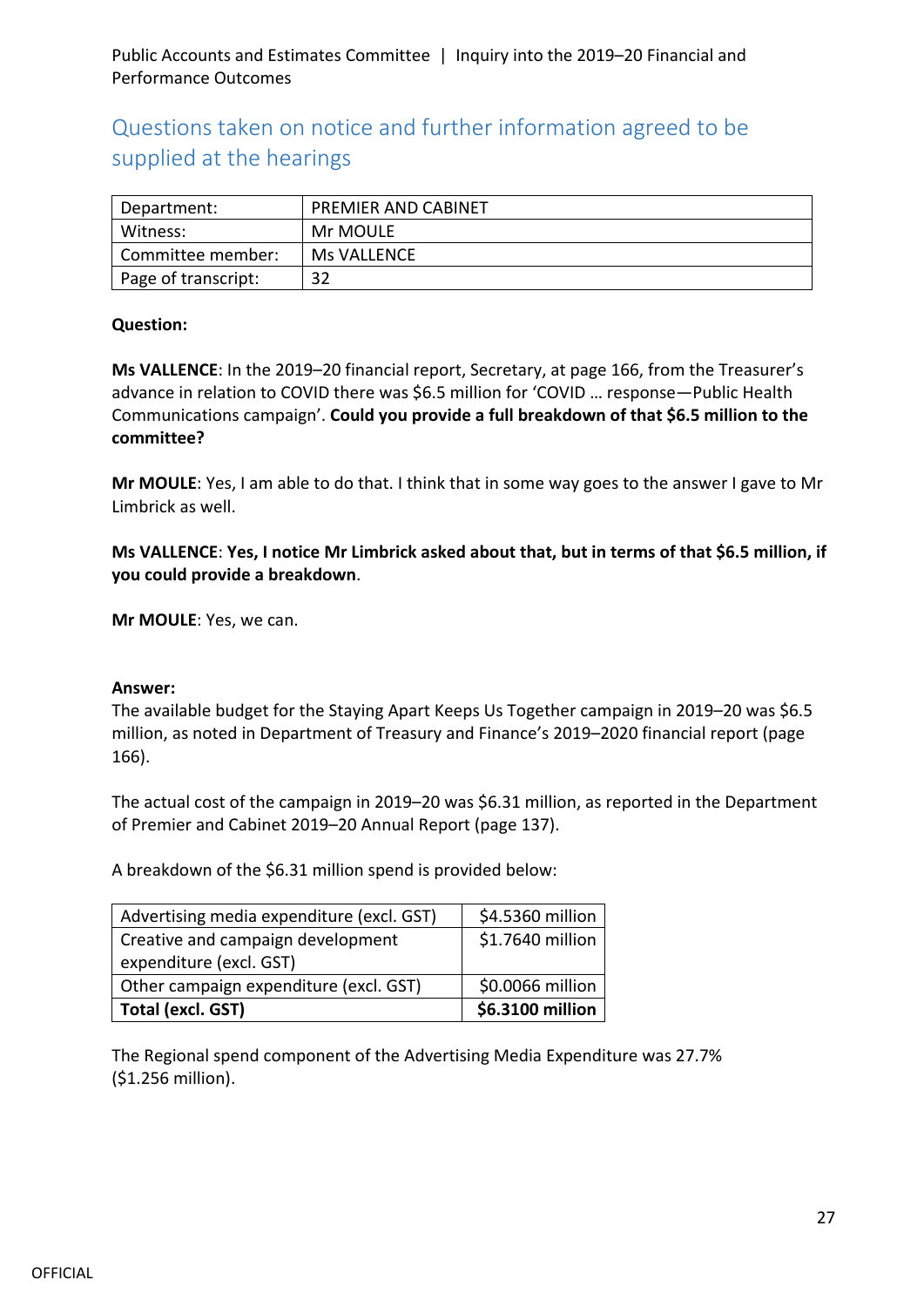## Questions taken on notice and further information agreed to be supplied at the hearings

| Department: | PREMIER AND CABINET |
| --- | --- |
| Witness: | Mr MOULE |
| Committee member: | Ms VALLENCE |
| Page of transcript: | 32 |

**Question:**

**Ms VALLENCE**: In the 2019–20 financial report, Secretary, at page 166, from the Treasurer's advance in relation to COVID there was $6.5 million for 'COVID … response—Public Health Communications campaign'. **Could you provide a full breakdown of that $6.5 million to the committee?**

**Mr MOULE**: Yes, I am able to do that. I think that in some way goes to the answer I gave to Mr Limbrick as well.

**Ms VALLENCE**: **Yes, I notice Mr Limbrick asked about that, but in terms of that $6.5 million, if you could provide a breakdown**.

**Mr MOULE**: Yes, we can.

**Answer:**

The available budget for the Staying Apart Keeps Us Together campaign in 2019–20 was $6.5 million, as noted in Department of Treasury and Finance's 2019–2020 financial report (page 166).

The actual cost of the campaign in 2019–20 was $6.31 million, as reported in the Department of Premier and Cabinet 2019–20 Annual Report (page 137).

A breakdown of the $6.31 million spend is provided below:

| Item | Amount |
| --- | --- |
| Advertising media expenditure (excl. GST) | $4.5360 million |
| Creative and campaign development expenditure (excl. GST) | $1.7640 million |
| Other campaign expenditure (excl. GST) | $0.0066 million |
| **Total (excl. GST)** | **$6.3100 million** |

The Regional spend component of the Advertising Media Expenditure was 27.7% ($1.256 million).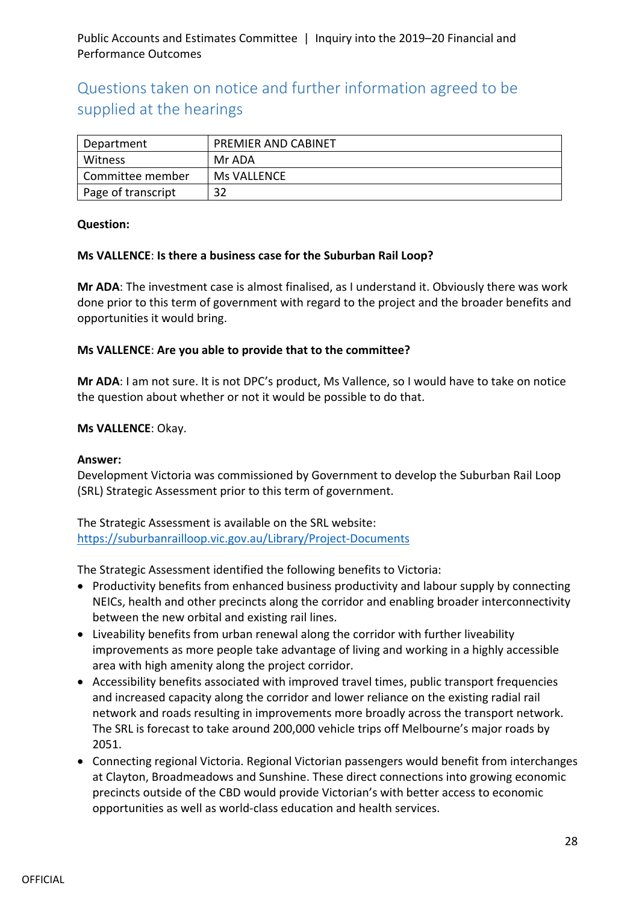## Questions taken on notice and further information agreed to be supplied at the hearings

| Department | PREMIER AND CABINET |
|---|---|
| Witness | Mr ADA |
| Committee member | Ms VALLENCE |
| Page of transcript | 32 |

**Question:**

**Ms VALLENCE**: **Is there a business case for the Suburban Rail Loop?**

**Mr ADA**: The investment case is almost finalised, as I understand it. Obviously there was work done prior to this term of government with regard to the project and the broader benefits and opportunities it would bring.

**Ms VALLENCE**: **Are you able to provide that to the committee?**

**Mr ADA**: I am not sure. It is not DPC's product, Ms Vallence, so I would have to take on notice the question about whether or not it would be possible to do that.

**Ms VALLENCE**: Okay.

**Answer:**
Development Victoria was commissioned by Government to develop the Suburban Rail Loop (SRL) Strategic Assessment prior to this term of government.

The Strategic Assessment is available on the SRL website:
https://suburbanrailloop.vic.gov.au/Library/Project-Documents

The Strategic Assessment identified the following benefits to Victoria:

- Productivity benefits from enhanced business productivity and labour supply by connecting NEICs, health and other precincts along the corridor and enabling broader interconnectivity between the new orbital and existing rail lines.
- Liveability benefits from urban renewal along the corridor with further liveability improvements as more people take advantage of living and working in a highly accessible area with high amenity along the project corridor.
- Accessibility benefits associated with improved travel times, public transport frequencies and increased capacity along the corridor and lower reliance on the existing radial rail network and roads resulting in improvements more broadly across the transport network. The SRL is forecast to take around 200,000 vehicle trips off Melbourne's major roads by 2051.
- Connecting regional Victoria. Regional Victorian passengers would benefit from interchanges at Clayton, Broadmeadows and Sunshine. These direct connections into growing economic precincts outside of the CBD would provide Victorian's with better access to economic opportunities as well as world-class education and health services.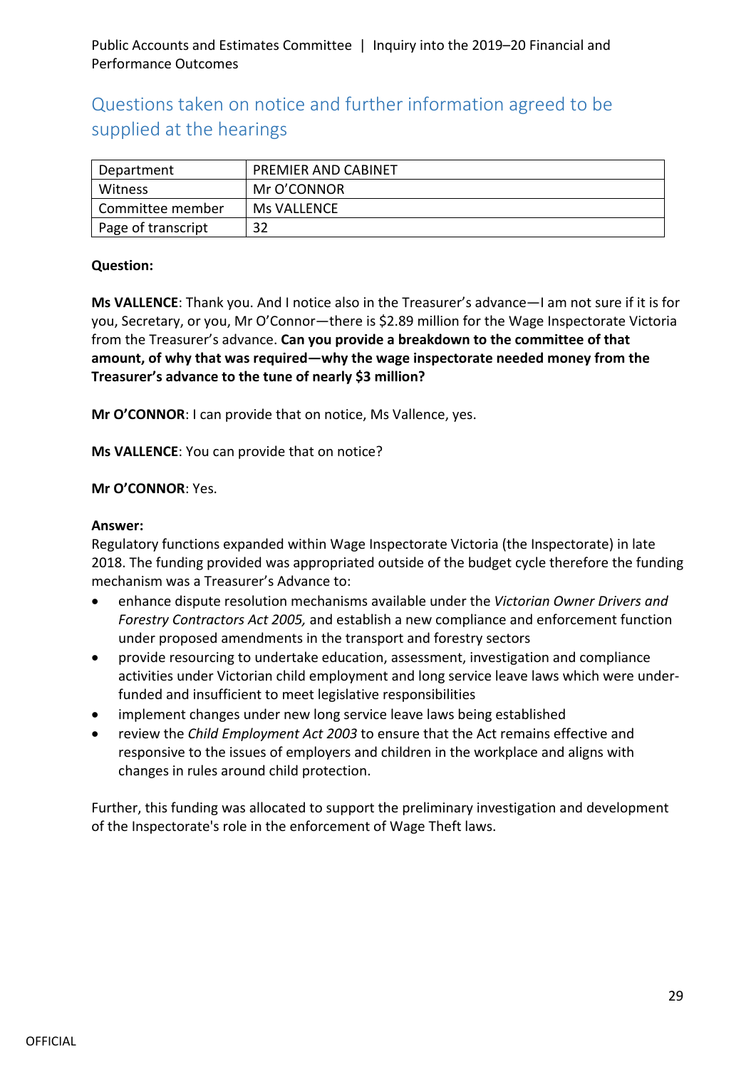## Questions taken on notice and further information agreed to be supplied at the hearings

| Department | PREMIER AND CABINET |
|---|---|
| Witness | Mr O'CONNOR |
| Committee member | Ms VALLENCE |
| Page of transcript | 32 |

**Question:**

**Ms VALLENCE**: Thank you. And I notice also in the Treasurer's advance—I am not sure if it is for you, Secretary, or you, Mr O'Connor—there is $2.89 million for the Wage Inspectorate Victoria from the Treasurer's advance. **Can you provide a breakdown to the committee of that amount, of why that was required—why the wage inspectorate needed money from the Treasurer's advance to the tune of nearly $3 million?**

**Mr O'CONNOR**: I can provide that on notice, Ms Vallence, yes.

**Ms VALLENCE**: You can provide that on notice?

**Mr O'CONNOR**: Yes.

**Answer:**

Regulatory functions expanded within Wage Inspectorate Victoria (the Inspectorate) in late 2018. The funding provided was appropriated outside of the budget cycle therefore the funding mechanism was a Treasurer's Advance to:

- enhance dispute resolution mechanisms available under the *Victorian Owner Drivers and Forestry Contractors Act 2005,* and establish a new compliance and enforcement function under proposed amendments in the transport and forestry sectors
- provide resourcing to undertake education, assessment, investigation and compliance activities under Victorian child employment and long service leave laws which were under-funded and insufficient to meet legislative responsibilities
- implement changes under new long service leave laws being established
- review the *Child Employment Act 2003* to ensure that the Act remains effective and responsive to the issues of employers and children in the workplace and aligns with changes in rules around child protection.

Further, this funding was allocated to support the preliminary investigation and development of the Inspectorate's role in the enforcement of Wage Theft laws.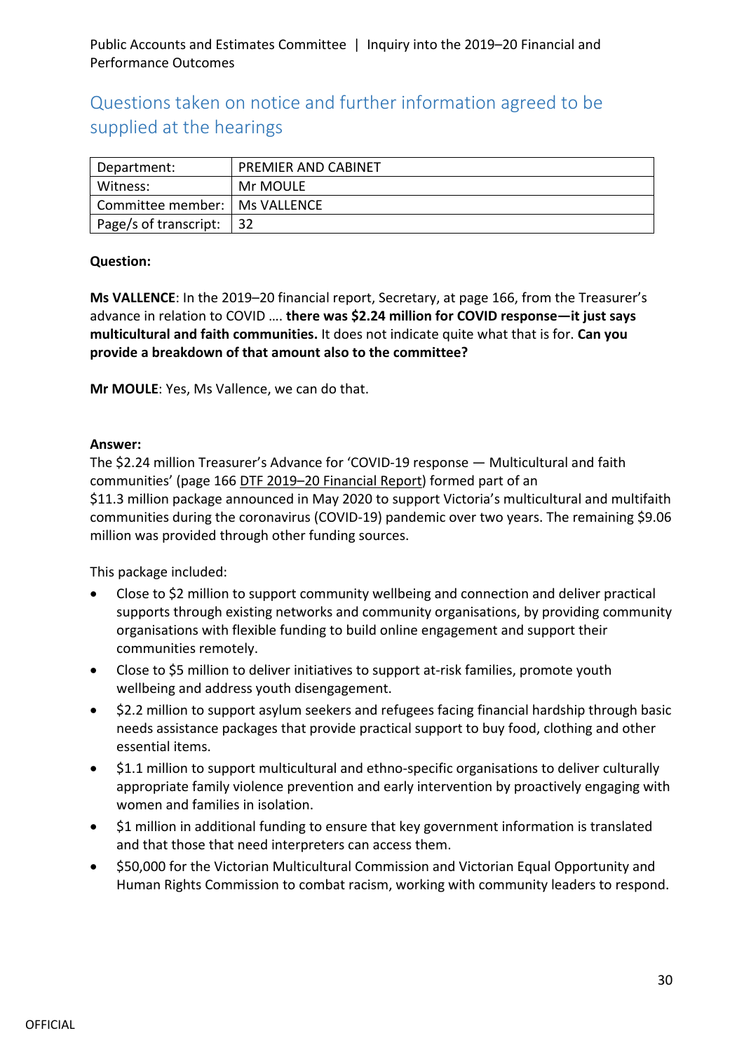## Questions taken on notice and further information agreed to be supplied at the hearings

| Department: | PREMIER AND CABINET |
|---|---|
| Witness: | Mr MOULE |
| Committee member: | Ms VALLENCE |
| Page/s of transcript: | 32 |

**Question:**

**Ms VALLENCE**: In the 2019–20 financial report, Secretary, at page 166, from the Treasurer's advance in relation to COVID …. **there was $2.24 million for COVID response—it just says multicultural and faith communities.** It does not indicate quite what that is for. **Can you provide a breakdown of that amount also to the committee?**

**Mr MOULE**: Yes, Ms Vallence, we can do that.

**Answer:**

The $2.24 million Treasurer's Advance for 'COVID-19 response — Multicultural and faith communities' (page 166 DTF 2019–20 Financial Report) formed part of an $11.3 million package announced in May 2020 to support Victoria's multicultural and multifaith communities during the coronavirus (COVID-19) pandemic over two years. The remaining $9.06 million was provided through other funding sources.

This package included:

- Close to $2 million to support community wellbeing and connection and deliver practical supports through existing networks and community organisations, by providing community organisations with flexible funding to build online engagement and support their communities remotely.
- Close to $5 million to deliver initiatives to support at-risk families, promote youth wellbeing and address youth disengagement.
- $2.2 million to support asylum seekers and refugees facing financial hardship through basic needs assistance packages that provide practical support to buy food, clothing and other essential items.
- $1.1 million to support multicultural and ethno-specific organisations to deliver culturally appropriate family violence prevention and early intervention by proactively engaging with women and families in isolation.
- $1 million in additional funding to ensure that key government information is translated and that those that need interpreters can access them.
- $50,000 for the Victorian Multicultural Commission and Victorian Equal Opportunity and Human Rights Commission to combat racism, working with community leaders to respond.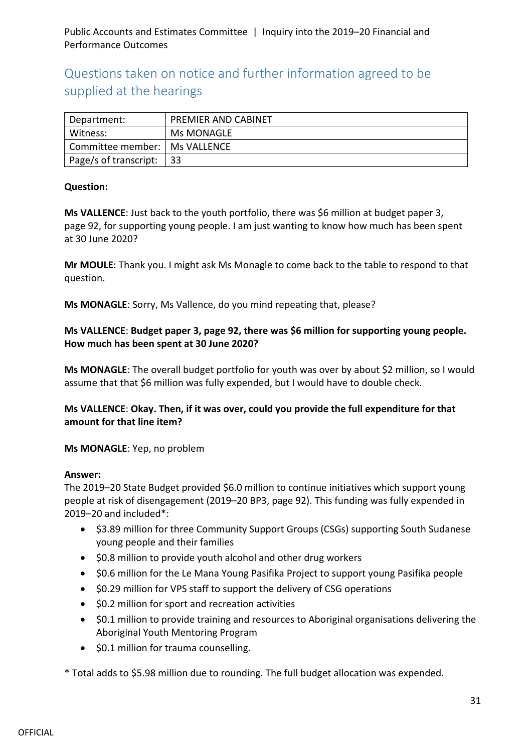## Questions taken on notice and further information agreed to be supplied at the hearings

| | |
|---|---|
| Department: | PREMIER AND CABINET |
| Witness: | Ms MONAGLE |
| Committee member: | Ms VALLENCE |
| Page/s of transcript: | 33 |

**Question:**

**Ms VALLENCE**: Just back to the youth portfolio, there was $6 million at budget paper 3, page 92, for supporting young people. I am just wanting to know how much has been spent at 30 June 2020?

**Mr MOULE**: Thank you. I might ask Ms Monagle to come back to the table to respond to that question.

**Ms MONAGLE**: Sorry, Ms Vallence, do you mind repeating that, please?

**Ms VALLENCE**: **Budget paper 3, page 92, there was $6 million for supporting young people. How much has been spent at 30 June 2020?**

**Ms MONAGLE**: The overall budget portfolio for youth was over by about $2 million, so I would assume that that $6 million was fully expended, but I would have to double check.

**Ms VALLENCE**: **Okay. Then, if it was over, could you provide the full expenditure for that amount for that line item?**

**Ms MONAGLE**: Yep, no problem

**Answer:**

The 2019–20 State Budget provided $6.0 million to continue initiatives which support young people at risk of disengagement (2019–20 BP3, page 92). This funding was fully expended in 2019–20 and included*:

- $3.89 million for three Community Support Groups (CSGs) supporting South Sudanese young people and their families
- $0.8 million to provide youth alcohol and other drug workers
- $0.6 million for the Le Mana Young Pasifika Project to support young Pasifika people
- $0.29 million for VPS staff to support the delivery of CSG operations
- $0.2 million for sport and recreation activities
- $0.1 million to provide training and resources to Aboriginal organisations delivering the Aboriginal Youth Mentoring Program
- $0.1 million for trauma counselling.

* Total adds to $5.98 million due to rounding. The full budget allocation was expended.